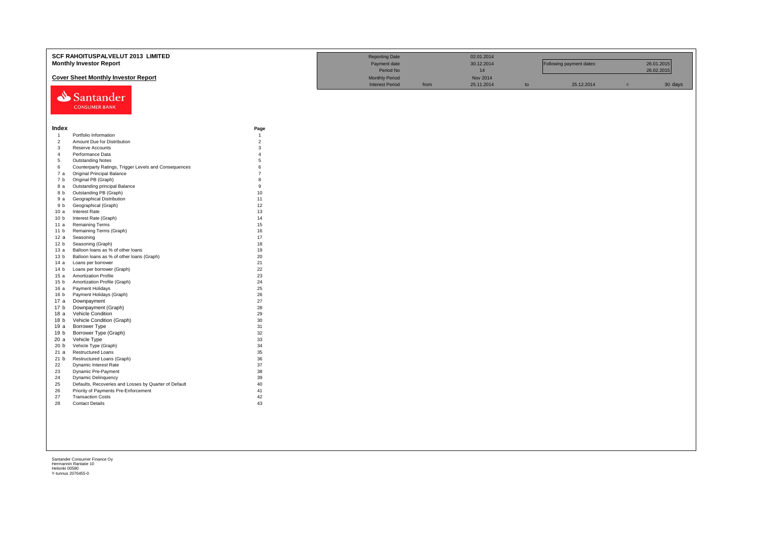# SCF RAHOITUSPALVELUT 2013 LIMITED

## Monthly Investor Report

### Cover Sheet Monthly Investor Report

| | | | | | | | |
|---|---|---|---|---|---|---|---|
| Reporting Date | | 02.01.2014 | | | | | |
| Payment date | | 30.12.2014 | | Following payment dates: | | | 26.01.2015 |
| Period No | | 14 | | | | | 26.02.2015 |
| Monthly Period | | Nov 2014 | | | | | |
| Interest Period | from | 25.11.2014 | to | 25.12.2014 | = | | 30 days |

Santander CONSUMER BANK

| Index | | Page |
|---|---|---|
| 1 | Portfolio Information | 1 |
| 2 | Amount Due for Distribution | 2 |
| 3 | Reserve Accounts | 3 |
| 4 | Performance Data | 4 |
| 5 | Outstanding Notes | 5 |
| 6 | Counterparty Ratings, Trigger Levels and Consequences | 6 |
| 7 a | Original Principal Balance | 7 |
| 7 b | Original PB (Graph) | 8 |
| 8 a | Outstanding principal Balance | 9 |
| 8 b | Outstanding PB (Graph) | 10 |
| 9 a | Geographical Distribution | 11 |
| 9 b | Geographical (Graph) | 12 |
| 10 a | Interest Rate | 13 |
| 10 b | Interest Rate (Graph) | 14 |
| 11 a | Remaining Terms | 15 |
| 11 b | Remaining Terms (Graph) | 16 |
| 12 a | Seasoning | 17 |
| 12 b | Seasoning (Graph) | 18 |
| 13 a | Balloon loans as % of other loans | 19 |
| 13 b | Balloon loans as % of other loans (Graph) | 20 |
| 14 a | Loans per borrower | 21 |
| 14 b | Loans per borrower (Graph) | 22 |
| 15 a | Amortization Profile | 23 |
| 15 b | Amortization Profile (Graph) | 24 |
| 16 a | Payment Holidays | 25 |
| 16 b | Payment Holidays (Graph) | 26 |
| 17 a | Downpayment | 27 |
| 17 b | Downpayment (Graph) | 28 |
| 18 a | Vehicle Condition | 29 |
| 18 b | Vehicle Condition (Graph) | 30 |
| 19 a | Borrower Type | 31 |
| 19 b | Borrower Type (Graph) | 32 |
| 20 a | Vehicle Type | 33 |
| 20 b | Vehicle Type (Graph) | 34 |
| 21 a | Restructured Loans | 35 |
| 21 b | Restructured Loans (Graph) | 36 |
| 22 | Dynamic Interest Rate | 37 |
| 23 | Dynamic Pre-Payment | 38 |
| 24 | Dynamic Delinquency | 39 |
| 25 | Defaults, Recoveries and Losses by Quarter of Default | 40 |
| 26 | Priority of Payments Pre-Enforcement | 41 |
| 27 | Transaction Costs | 42 |
| 28 | Contact Details | 43 |

Santander Consumer Finance Oy
Hermannin Rantatie 10
Helsinki 00580
Y-tunnus 2076455-0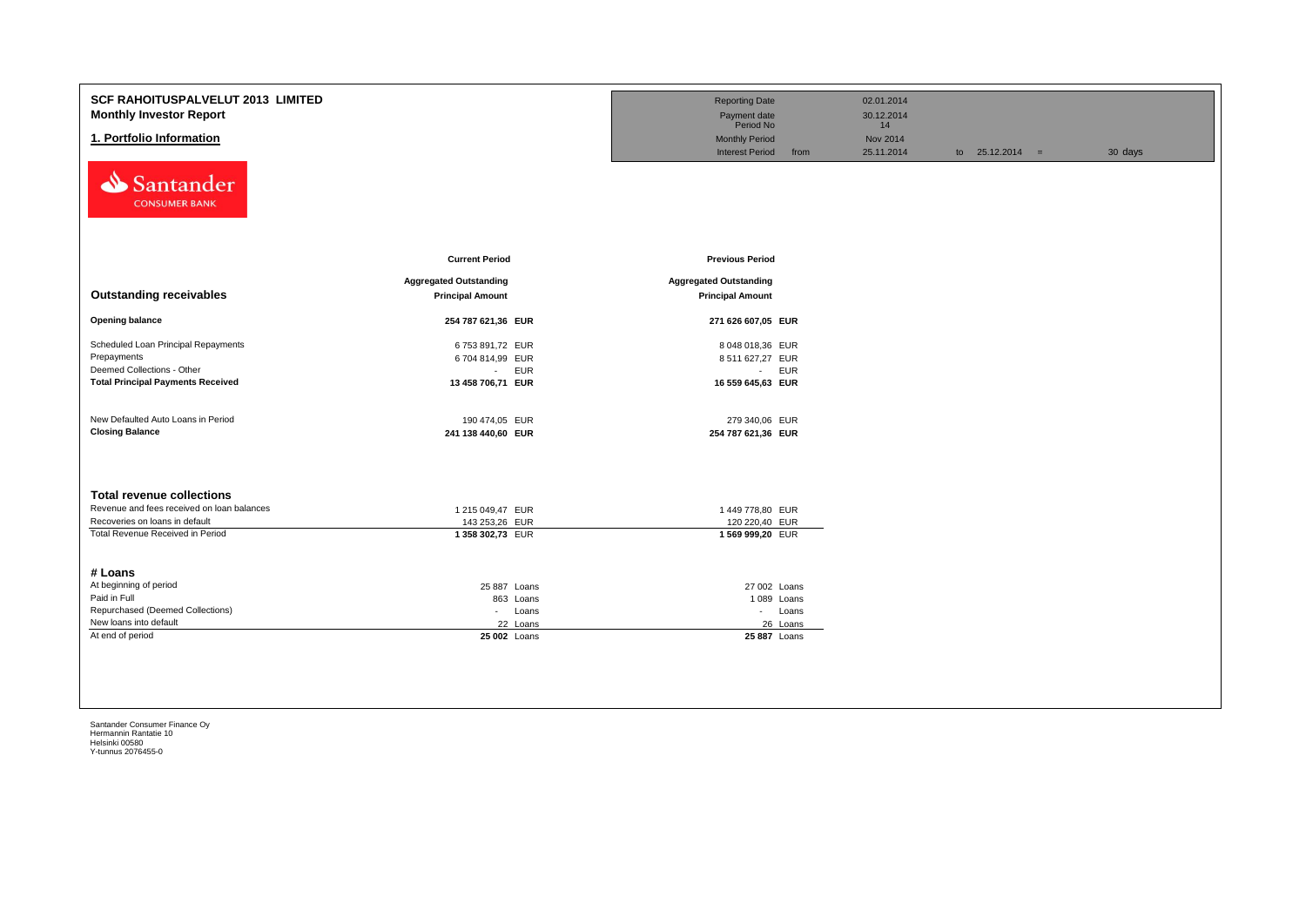# SCF RAHOITUSPALVELUT 2013 LIMITED

## Monthly Investor Report

## 1. Portfolio Information

| | | | | | |
|---|---|---|---|---|---|
| Reporting Date | | 02.01.2014 | | | |
| Payment date | | 30.12.2014 | | | |
| Period No | | 14 | | | |
| Monthly Period | | Nov 2014 | | | |
| Interest Period | from | 25.11.2014 | to | 25.12.2014 = | 30 days |

Santander CONSUMER BANK

| | Current Period | | Previous Period | |
|---|---|---|---|---|
| **Outstanding receivables** | **Aggregated Outstanding Principal Amount** | | **Aggregated Outstanding Principal Amount** | |
| **Opening balance** | **254 787 621,36** | **EUR** | **271 626 607,05** | **EUR** |
| Scheduled Loan Principal Repayments | 6 753 891,72 | EUR | 8 048 018,36 | EUR |
| Prepayments | 6 704 814,99 | EUR | 8 511 627,27 | EUR |
| Deemed Collections - Other | - | EUR | - | EUR |
| **Total Principal Payments Received** | **13 458 706,71** | **EUR** | **16 559 645,63** | **EUR** |
| New Defaulted Auto Loans in Period | 190 474,05 | EUR | 279 340,06 | EUR |
| **Closing Balance** | **241 138 440,60** | **EUR** | **254 787 621,36** | **EUR** |

| **Total revenue collections** | | | | |
|---|---|---|---|---|
| Revenue and fees received on loan balances | 1 215 049,47 | EUR | 1 449 778,80 | EUR |
| Recoveries on loans in default | 143 253,26 | EUR | 120 220,40 | EUR |
| Total Revenue Received in Period | **1 358 302,73** | EUR | **1 569 999,20** | EUR |

| **# Loans** | | | | |
|---|---|---|---|---|
| At beginning of period | 25 887 | Loans | 27 002 | Loans |
| Paid in Full | 863 | Loans | 1 089 | Loans |
| Repurchased (Deemed Collections) | - | Loans | - | Loans |
| New loans into default | 22 | Loans | 26 | Loans |
| At end of period | **25 002** | Loans | **25 887** | Loans |

Santander Consumer Finance Oy
Hermannin Rantatie 10
Helsinki 00580
Y-tunnus 2076455-0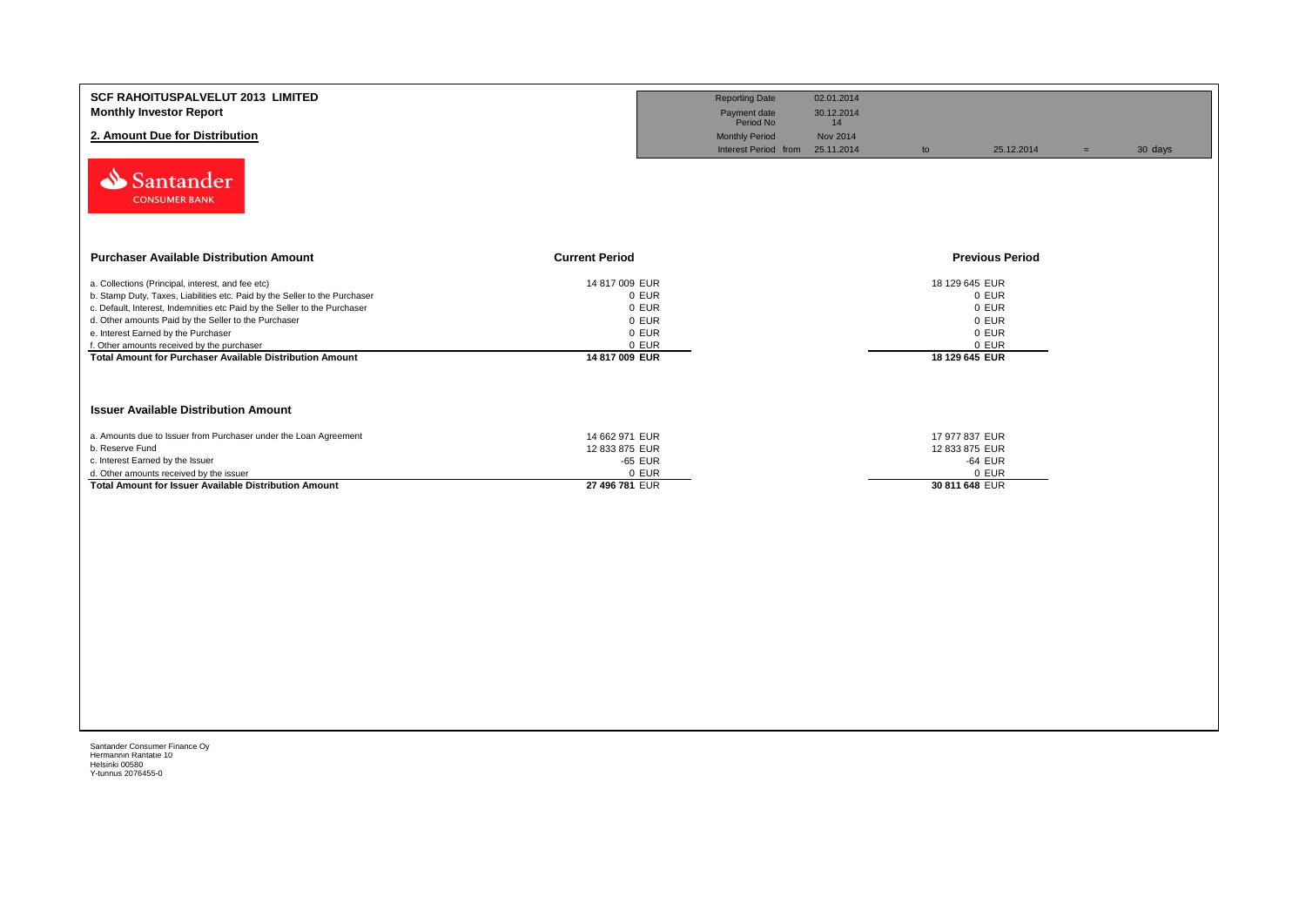# SCF RAHOITUSPALVELUT 2013 LIMITED

**Monthly Investor Report**

## 2. Amount Due for Distribution

| | | | | | | |
|---|---|---|---|---|---|---|
| Reporting Date | 02.01.2014 | | | | | |
| Payment date | 30.12.2014 | | | | | |
| Period No | 14 | | | | | |
| Monthly Period | Nov 2014 | | | | | |
| Interest Period from | 25.11.2014 | to | 25.12.2014 | = | 30 days | |

### Purchaser Available Distribution Amount

| | Current Period | Previous Period |
|---|---|---|
| a. Collections (Principal, interest, and fee etc) | 14 817 009 EUR | 18 129 645 EUR |
| b. Stamp Duty, Taxes, Liabilities etc. Paid by the Seller to the Purchaser | 0 EUR | 0 EUR |
| c. Default, Interest, Indemnities etc Paid by the Seller to the Purchaser | 0 EUR | 0 EUR |
| d. Other amounts Paid by the Seller to the Purchaser | 0 EUR | 0 EUR |
| e. Interest Earned by the Purchaser | 0 EUR | 0 EUR |
| f. Other amounts received by the purchaser | 0 EUR | 0 EUR |
| **Total Amount for Purchaser Available Distribution Amount** | **14 817 009 EUR** | **18 129 645 EUR** |

### Issuer Available Distribution Amount

| | Current Period | Previous Period |
|---|---|---|
| a. Amounts due to Issuer from Purchaser under the Loan Agreement | 14 662 971 EUR | 17 977 837 EUR |
| b. Reserve Fund | 12 833 875 EUR | 12 833 875 EUR |
| c. Interest Earned by the Issuer | -65 EUR | -64 EUR |
| d. Other amounts received by the issuer | 0 EUR | 0 EUR |
| **Total Amount for Issuer Available Distribution Amount** | **27 496 781 EUR** | **30 811 648 EUR** |

Santander Consumer Finance Oy
Hermannin Rantatie 10
Helsinki 00580
Y-tunnus 2076455-0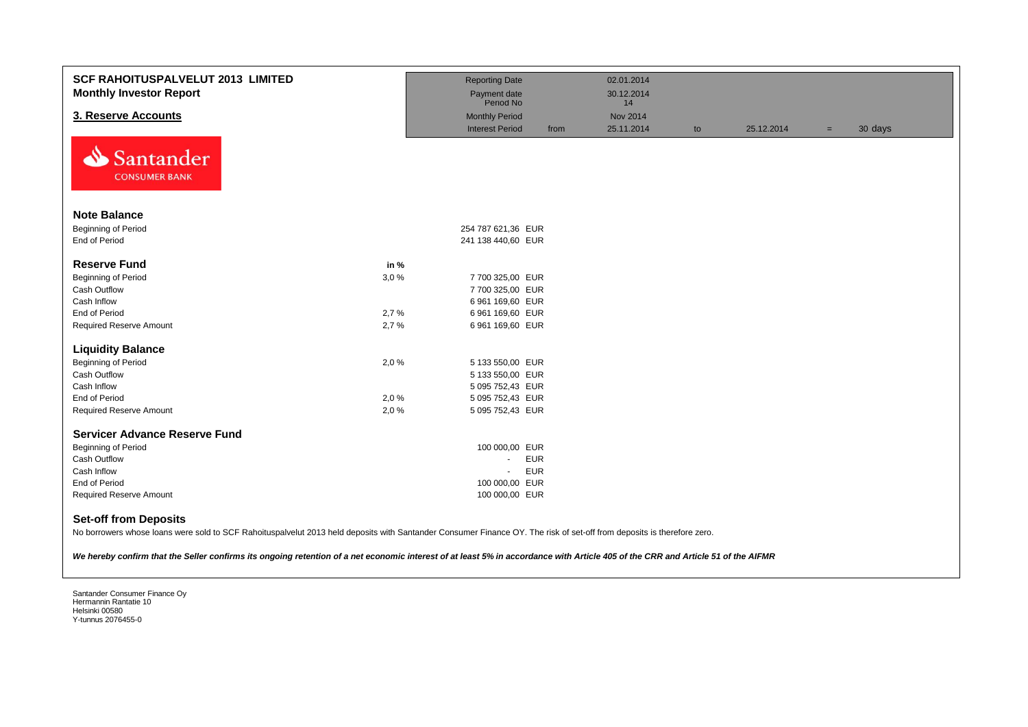# SCF RAHOITUSPALVELUT 2013 LIMITED
## Monthly Investor Report

## 3. Reserve Accounts

| | | | | | | | |
|---|---|---|---|---|---|---|---|
| Reporting Date | | 02.01.2014 | | | | | |
| Payment date<br>Period No | | 30.12.2014<br>14 | | | | | |
| Monthly Period | | Nov 2014 | | | | | |
| Interest Period | from | 25.11.2014 | to | 25.12.2014 | = | 30 days | |

Santander CONSUMER BANK

### Note Balance

| | | |
|---|---|---|
| Beginning of Period | | 254 787 621,36 EUR |
| End of Period | | 241 138 440,60 EUR |

### Reserve Fund

| | in % | |
|---|---|---|
| Beginning of Period | 3,0 % | 7 700 325,00 EUR |
| Cash Outflow | | 7 700 325,00 EUR |
| Cash Inflow | | 6 961 169,60 EUR |
| End of Period | 2,7 % | 6 961 169,60 EUR |
| Required Reserve Amount | 2,7 % | 6 961 169,60 EUR |

### Liquidity Balance

| | | |
|---|---|---|
| Beginning of Period | 2,0 % | 5 133 550,00 EUR |
| Cash Outflow | | 5 133 550,00 EUR |
| Cash Inflow | | 5 095 752,43 EUR |
| End of Period | 2,0 % | 5 095 752,43 EUR |
| Required Reserve Amount | 2,0 % | 5 095 752,43 EUR |

### Servicer Advance Reserve Fund

| | | |
|---|---|---|
| Beginning of Period | | 100 000,00 EUR |
| Cash Outflow | | - EUR |
| Cash Inflow | | - EUR |
| End of Period | | 100 000,00 EUR |
| Required Reserve Amount | | 100 000,00 EUR |

### Set-off from Deposits

No borrowers whose loans were sold to SCF Rahoituspalvelut 2013 held deposits with Santander Consumer Finance OY. The risk of set-off from deposits is therefore zero.

*We hereby confirm that the Seller confirms its ongoing retention of a net economic interest of at least 5% in accordance with Article 405 of the CRR and Article 51 of the AIFMR*

Santander Consumer Finance Oy
Hermannin Rantatie 10
Helsinki 00580
Y-tunnus 2076455-0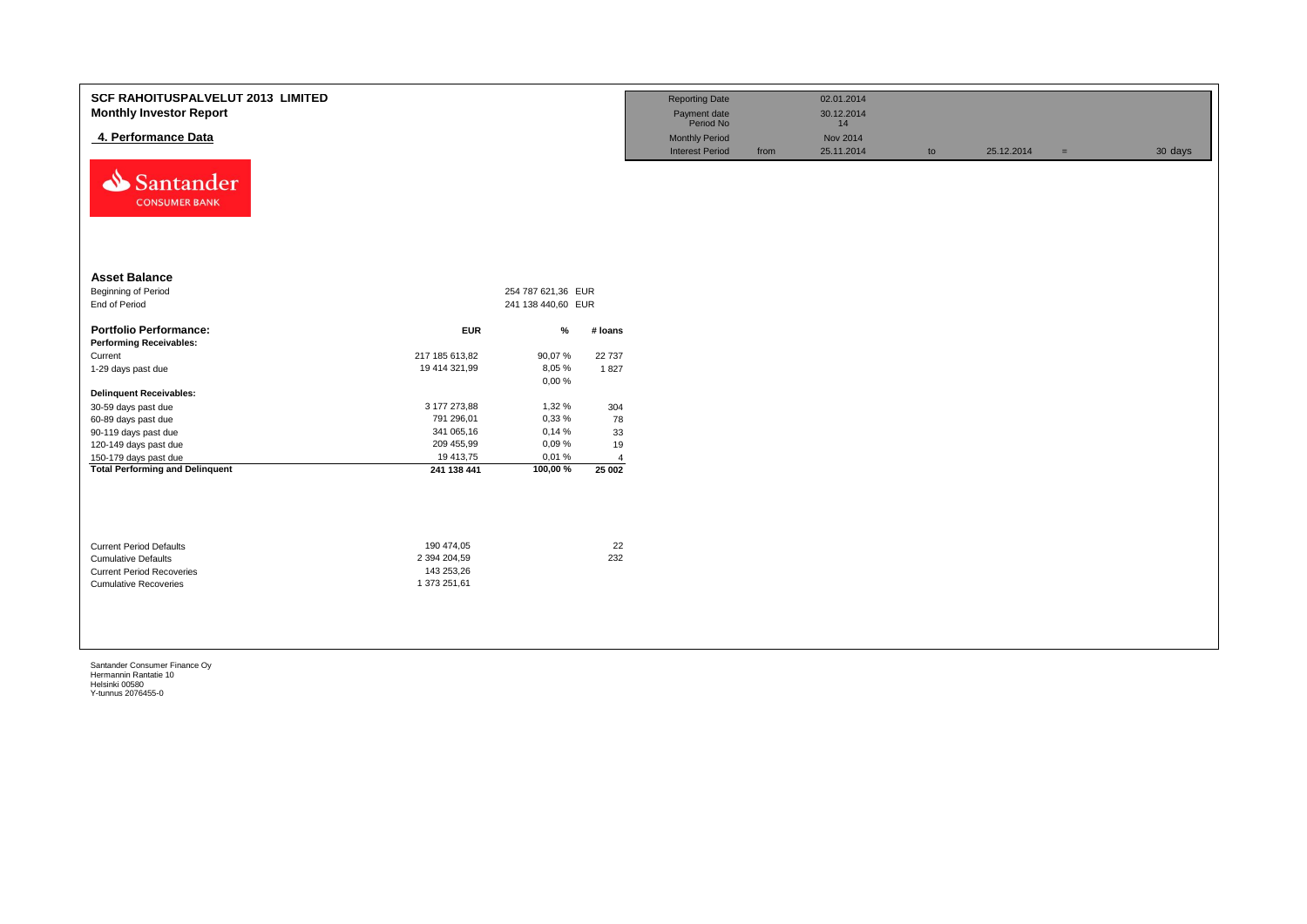# SCF RAHOITUSPALVELUT 2013 LIMITED
## Monthly Investor Report

### 4. Performance Data

| | | | | | |
|---|---|---|---|---|---|
| Reporting Date | | 02.01.2014 | | | |
| Payment date | | 30.12.2014 | | | |
| Period No | | 14 | | | |
| Monthly Period | | Nov 2014 | | | |
| Interest Period | from | 25.11.2014 | to | 25.12.2014 = | 30 days |

Santander CONSUMER BANK

**Asset Balance**

| | | |
|---|---|---|
| Beginning of Period | 254 787 621,36 | EUR |
| End of Period | 241 138 440,60 | EUR |

| **Portfolio Performance:** | **EUR** | **%** | **# loans** |
|---|---|---|---|
| **Performing Receivables:** | | | |
| Current | 217 185 613,82 | 90,07 % | 22 737 |
| 1-29 days past due | 19 414 321,99 | 8,05 % | 1 827 |
| | | 0,00 % | |
| **Delinquent Receivables:** | | | |
| 30-59 days past due | 3 177 273,88 | 1,32 % | 304 |
| 60-89 days past due | 791 296,01 | 0,33 % | 78 |
| 90-119 days past due | 341 065,16 | 0,14 % | 33 |
| 120-149 days past due | 209 455,99 | 0,09 % | 19 |
| 150-179 days past due | 19 413,75 | 0,01 % | 4 |
| **Total Performing and Delinquent** | **241 138 441** | **100,00 %** | **25 002** |

| | | |
|---|---|---|
| Current Period Defaults | 190 474,05 | 22 |
| Cumulative Defaults | 2 394 204,59 | 232 |
| Current Period Recoveries | 143 253,26 | |
| Cumulative Recoveries | 1 373 251,61 | |

Santander Consumer Finance Oy
Hermannin Rantatie 10
Helsinki 00580
Y-tunnus 2076455-0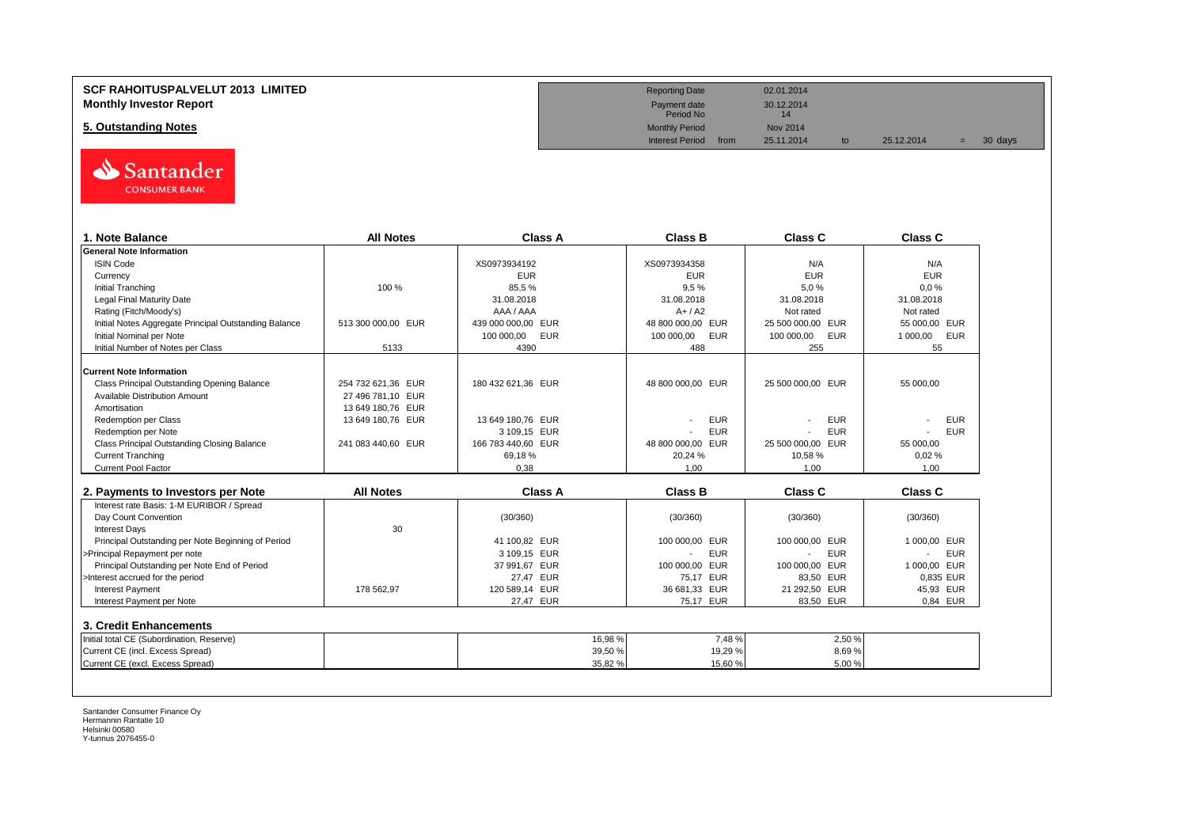**SCF RAHOITUSPALVELUT 2013 LIMITED**
**Monthly Investor Report**

**5. Outstanding Notes**

| | | | | | | |
|---|---|---|---|---|---|---|
| Reporting Date | | 02.01.2014 | | | | |
| Payment date | | 30.12.2014 | | | | |
| Period No | | 14 | | | | |
| Monthly Period | | Nov 2014 | | | | |
| Interest Period | from | 25.11.2014 | to | 25.12.2014 | = | 30 days |

| 1. Note Balance | All Notes | Class A | Class B | Class C | Class C |
|---|---|---|---|---|---|
| **General Note Information** | | | | | |
| ISIN Code | | XS0973934192 | XS0973934358 | N/A | N/A |
| Currency | | EUR | EUR | EUR | EUR |
| Initial Tranching | 100 % | 85,5 % | 9,5 % | 5,0 % | 0,0 % |
| Legal Final Maturity Date | | 31.08.2018 | 31.08.2018 | 31.08.2018 | 31.08.2018 |
| Rating (Fitch/Moody's) | | AAA / AAA | A+ / A2 | Not rated | Not rated |
| Initial Notes Aggregate Principal Outstanding Balance | 513 300 000,00 EUR | 439 000 000,00 EUR | 48 800 000,00 EUR | 25 500 000,00 EUR | 55 000,00 EUR |
| Initial Nominal per Note | | 100 000,00 EUR | 100 000,00 EUR | 100 000,00 EUR | 1 000,00 EUR |
| Initial Number of Notes per Class | 5133 | 4390 | 488 | 255 | 55 |
| **Current Note Information** | | | | | |
| Class Principal Outstanding Opening Balance | 254 732 621,36 EUR | 180 432 621,36 EUR | 48 800 000,00 EUR | 25 500 000,00 EUR | 55 000,00 |
| Available Distribution Amount | 27 496 781,10 EUR | | | | |
| Amortisation | 13 649 180,76 EUR | | | | |
| Redemption per Class | 13 649 180,76 EUR | 13 649 180,76 EUR | - EUR | - EUR | - EUR |
| Redemption per Note | | 3 109,15 EUR | - EUR | - EUR | - EUR |
| Class Principal Outstanding Closing Balance | 241 083 440,60 EUR | 166 783 440,60 EUR | 48 800 000,00 EUR | 25 500 000,00 EUR | 55 000,00 |
| Current Tranching | | 69,18 % | 20,24 % | 10,58 % | 0,02 % |
| Current Pool Factor | | 0,38 | 1,00 | 1,00 | 1,00 |

| 2. Payments to Investors per Note | All Notes | Class A | Class B | Class C | Class C |
|---|---|---|---|---|---|
| Interest rate Basis: 1-M EURIBOR / Spread | | | | | |
| Day Count Convention | | (30/360) | (30/360) | (30/360) | (30/360) |
| Interest Days | 30 | | | | |
| Principal Outstanding per Note Beginning of Period | | 41 100,82 EUR | 100 000,00 EUR | 100 000,00 EUR | 1 000,00 EUR |
| >Principal Repayment per note | | 3 109,15 EUR | - EUR | - EUR | - EUR |
| Principal Outstanding per Note End of Period | | 37 991,67 EUR | 100 000,00 EUR | 100 000,00 EUR | 1 000,00 EUR |
| >Interest accrued for the period | | 27,47 EUR | 75,17 EUR | 83,50 EUR | 0,835 EUR |
| Interest Payment | 178 562,97 | 120 589,14 EUR | 36 681,33 EUR | 21 292,50 EUR | 45,93 EUR |
| Interest Payment per Note | | 27,47 EUR | 75,17 EUR | 83,50 EUR | 0,84 EUR |

**3. Credit Enhancements**

| | | Class A | Class B | Class C | |
|---|---|---|---|---|---|
| Initial total CE (Subordination, Reserve) | | 16,98 % | 7,48 % | 2,50 % | |
| Current CE (incl. Excess Spread) | | 39,50 % | 19,29 % | 8,69 % | |
| Current CE (excl. Excess Spread) | | 35,82 % | 15,60 % | 5,00 % | |

Santander Consumer Finance Oy
Hermannin Rantatie 10
Helsinki 00580
Y-tunnus 2076455-0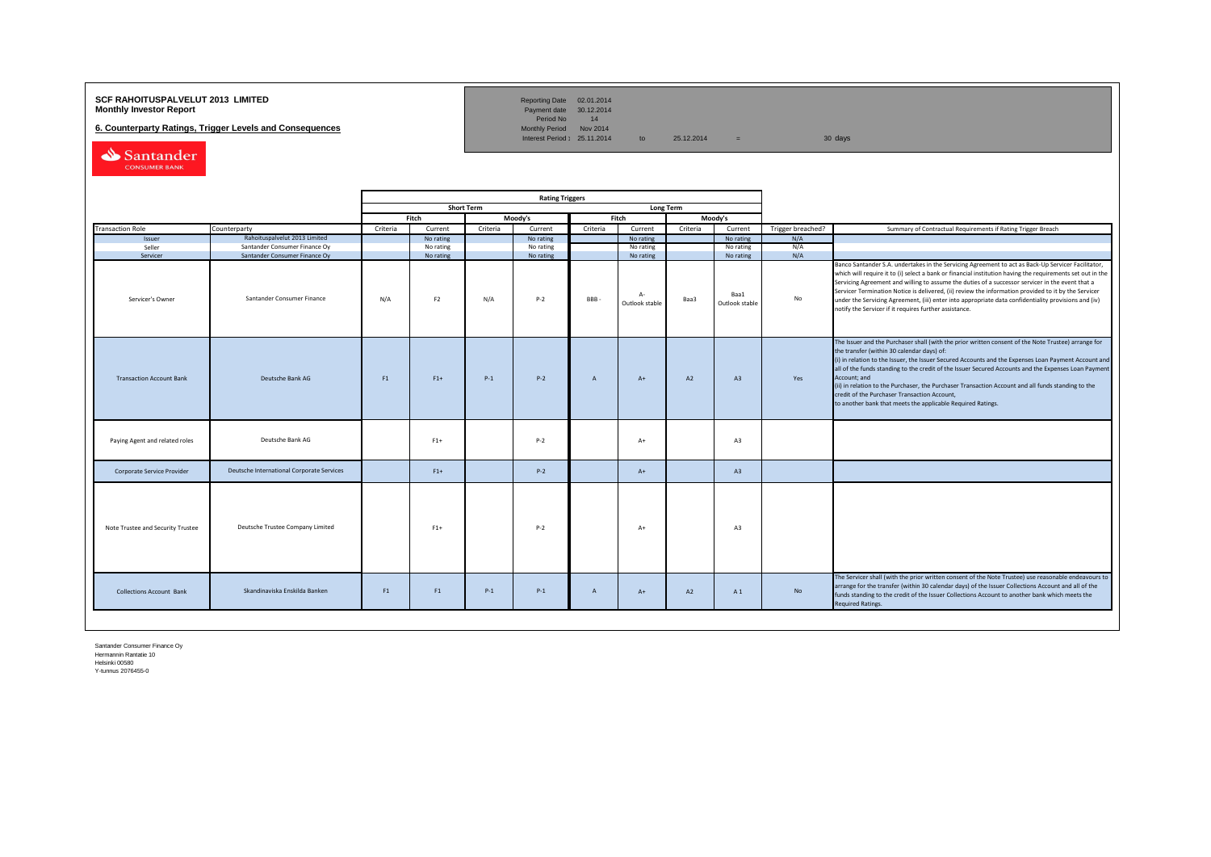**SCF RAHOITUSPALVELUT 2013 LIMITED**
**Monthly Investor Report**

**6. Counterparty Ratings, Trigger Levels and Consequences**

| | | | | |
|---|---|---|---|---|
| Reporting Date | 02.01.2014 | | | |
| Payment date | 30.12.2014 | | | |
| Period No | 14 | | | |
| Monthly Period | Nov 2014 | | | |
| Interest Period : | 25.11.2014 | to | 25.12.2014 | = 30 days |

| | | Rating Triggers | | | | | | | | | |
|---|---|---|---|---|---|---|---|---|---|---|---|
| | | Short Term | | | | Long Term | | | | | |
| | | Fitch | | Moody's | | Fitch | | Moody's | | | |
| Transaction Role | Counterparty | Criteria | Current | Criteria | Current | Criteria | Current | Criteria | Current | Trigger breached? | Summary of Contractual Requirements if Rating Trigger Breach |
| Issuer | Rahoituspalvelut 2013 Limited | | No rating | | No rating | | No rating | | No rating | N/A | |
| Seller | Santander Consumer Finance Oy | | No rating | | No rating | | No rating | | No rating | N/A | |
| Servicer | Santander Consumer Finance Oy | | No rating | | No rating | | No rating | | No rating | N/A | |
| Servicer's Owner | Santander Consumer Finance | N/A | F2 | N/A | P-2 | BBB - | A- Outlook stable | Baa3 | Baa1 Outlook stable | No | Banco Santander S.A. undertakes in the Servicing Agreement to act as Back-Up Servicer Facilitator, which will require it to (i) select a bank or financial institution having the requirements set out in the Servicing Agreement and willing to assume the duties of a successor servicer in the event that a Servicer Termination Notice is delivered, (ii) review the information provided to it by the Servicer under the Servicing Agreement, (iii) enter into appropriate data confidentiality provisions and (iv) notify the Servicer if it requires further assistance. |
| Transaction Account Bank | Deutsche Bank AG | F1 | F1+ | P-1 | P-2 | A | A+ | A2 | A3 | Yes | The Issuer and the Purchaser shall (with the prior written consent of the Note Trustee) arrange for the transfer (within 30 calendar days) of: (i) in relation to the Issuer, the Issuer Secured Accounts and the Expenses Loan Payment Account and all of the funds standing to the credit of the Issuer Secured Accounts and the Expenses Loan Payment Account; and (ii) in relation to the Purchaser, the Purchaser Transaction Account and all funds standing to the credit of the Purchaser Transaction Account, to another bank that meets the applicable Required Ratings. |
| Paying Agent and related roles | Deutsche Bank AG | | F1+ | | P-2 | | A+ | | A3 | | |
| Corporate Service Provider | Deutsche International Corporate Services | | F1+ | | P-2 | | A+ | | A3 | | |
| Note Trustee and Security Trustee | Deutsche Trustee Company Limited | | F1+ | | P-2 | | A+ | | A3 | | |
| Collections Account Bank | Skandinaviska Enskilda Banken | F1 | F1 | P-1 | P-1 | A | A+ | A2 | A 1 | No | The Servicer shall (with the prior written consent of the Note Trustee) use reasonable endeavours to arrange for the transfer (within 30 calendar days) of the Issuer Collections Account and all of the funds standing to the credit of the Issuer Collections Account to another bank which meets the Required Ratings. |

Santander Consumer Finance Oy
Hermannin Rantatie 10
Helsinki 00580
Y-tunnus 2076455-0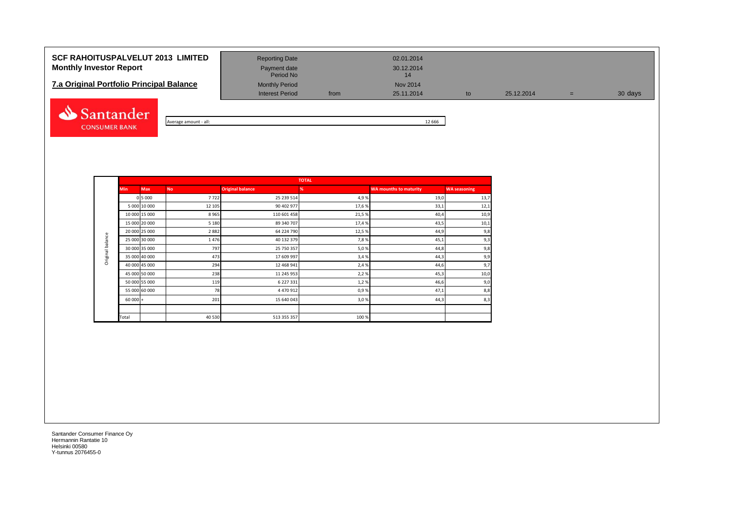# SCF RAHOITUSPALVELUT 2013 LIMITED
## Monthly Investor Report

## 7.a Original Portfolio Principal Balance

| | | | | | | |
|---|---|---|---|---|---|---|
| Reporting Date | | 02.01.2014 | | | | |
| Payment date | | 30.12.2014 | | | | |
| Period No | | 14 | | | | |
| Monthly Period | | Nov 2014 | | | | |
| Interest Period | from | 25.11.2014 | to | 25.12.2014 | = | 30 days |

Average amount - all: 12 666

| | TOTAL | | | | | | |
|---|---|---|---|---|---|---|---|
| | Min | Max | No | Original balance | % | WA mounths to maturity | WA seasoning |
| Original balance | 0 | 5 000 | 7 722 | 25 239 514 | 4,9 % | 19,0 | 13,7 |
| | 5 000 | 10 000 | 12 105 | 90 402 977 | 17,6 % | 33,1 | 12,1 |
| | 10 000 | 15 000 | 8 965 | 110 601 458 | 21,5 % | 40,4 | 10,9 |
| | 15 000 | 20 000 | 5 180 | 89 340 707 | 17,4 % | 43,5 | 10,1 |
| | 20 000 | 25 000 | 2 882 | 64 224 790 | 12,5 % | 44,9 | 9,8 |
| | 25 000 | 30 000 | 1 476 | 40 132 379 | 7,8 % | 45,1 | 9,3 |
| | 30 000 | 35 000 | 797 | 25 750 357 | 5,0 % | 44,8 | 9,8 |
| | 35 000 | 40 000 | 473 | 17 609 997 | 3,4 % | 44,3 | 9,9 |
| | 40 000 | 45 000 | 294 | 12 468 941 | 2,4 % | 44,6 | 9,7 |
| | 45 000 | 50 000 | 238 | 11 245 953 | 2,2 % | 45,3 | 10,0 |
| | 50 000 | 55 000 | 119 | 6 227 331 | 1,2 % | 46,6 | 9,0 |
| | 55 000 | 60 000 | 78 | 4 470 912 | 0,9 % | 47,1 | 8,8 |
| | 60 000 | + | 201 | 15 640 043 | 3,0 % | 44,3 | 8,3 |
| | | | | | | | |
| | Total | | 40 530 | 513 355 357 | 100 % | | |

Santander Consumer Finance Oy
Hermannin Rantatie 10
Helsinki 00580
Y-tunnus 2076455-0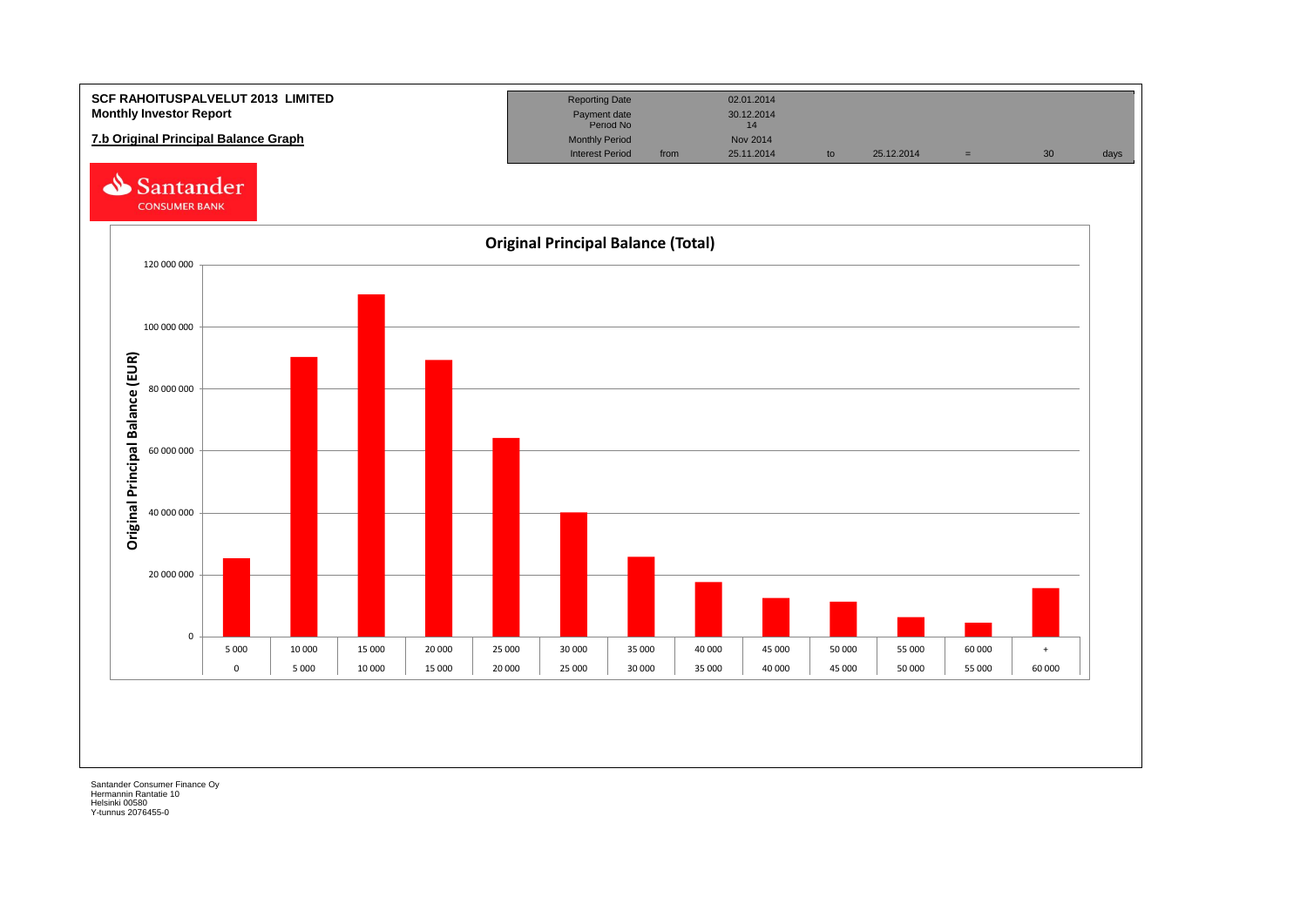**SCF RAHOITUSPALVELUT 2013 LIMITED**
**Monthly Investor Report**

**7.b Original Principal Balance Graph**

| Reporting Date | | 02.01.2014 | | | | | |
|---|---|---|---|---|---|---|---|
| Payment date | | 30.12.2014 | | | | | |
| Period No | | 14 | | | | | |
| Monthly Period | | Nov 2014 | | | | | |
| Interest Period | from | 25.11.2014 | to | 25.12.2014 | = | 30 | days |

Santander CONSUMER BANK

## Original Principal Balance (Total)

Original Principal Balance (EUR)

| Upper bound | 5 000 | 10 000 | 15 000 | 20 000 | 25 000 | 30 000 | 35 000 | 40 000 | 45 000 | 50 000 | 55 000 | 60 000 | + |
|---|---|---|---|---|---|---|---|---|---|---|---|---|---|
| Lower bound | 0 | 5 000 | 10 000 | 15 000 | 20 000 | 25 000 | 30 000 | 35 000 | 40 000 | 45 000 | 50 000 | 55 000 | 60 000 |

Santander Consumer Finance Oy
Hermannin Rantatie 10
Helsinki 00580
Y-tunnus 2076455-0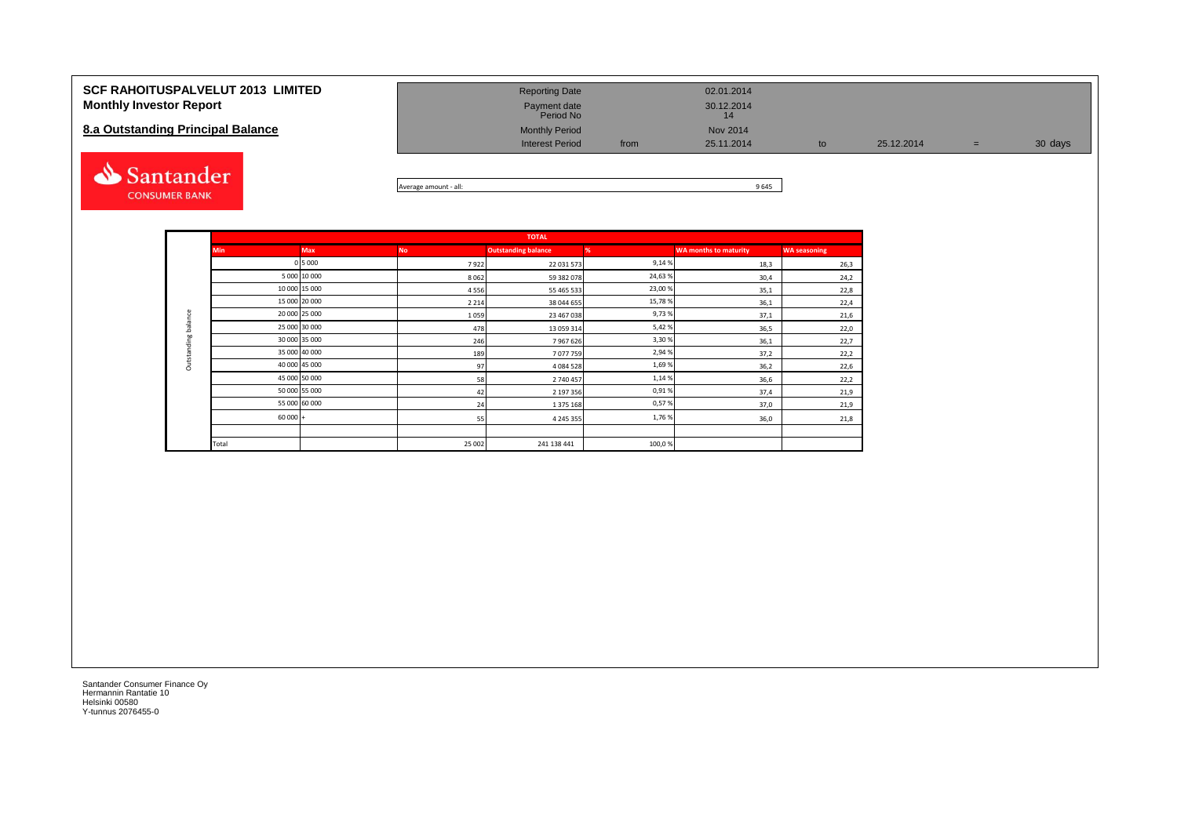# SCF RAHOITUSPALVELUT 2013 LIMITED
## Monthly Investor Report

### 8.a Outstanding Principal Balance

| | | | | | | |
|---|---|---|---|---|---|---|
| Reporting Date | | 02.01.2014 | | | | |
| Payment date | | 30.12.2014 | | | | |
| Period No | | 14 | | | | |
| Monthly Period | | Nov 2014 | | | | |
| Interest Period | from | 25.11.2014 | to | 25.12.2014 | = | 30 days |

Average amount - all: 9 645

| | TOTAL | | | | | | |
|---|---|---|---|---|---|---|---|
| | Min | Max | No | Outstanding balance | % | WA months to maturity | WA seasoning |
| Outstanding balance | 0 | 5 000 | 7 922 | 22 031 573 | 9,14 % | 18,3 | 26,3 |
| | 5 000 | 10 000 | 8 062 | 59 382 078 | 24,63 % | 30,4 | 24,2 |
| | 10 000 | 15 000 | 4 556 | 55 465 533 | 23,00 % | 35,1 | 22,8 |
| | 15 000 | 20 000 | 2 214 | 38 044 655 | 15,78 % | 36,1 | 22,4 |
| | 20 000 | 25 000 | 1 059 | 23 467 038 | 9,73 % | 37,1 | 21,6 |
| | 25 000 | 30 000 | 478 | 13 059 314 | 5,42 % | 36,5 | 22,0 |
| | 30 000 | 35 000 | 246 | 7 967 626 | 3,30 % | 36,1 | 22,7 |
| | 35 000 | 40 000 | 189 | 7 077 759 | 2,94 % | 37,2 | 22,2 |
| | 40 000 | 45 000 | 97 | 4 084 528 | 1,69 % | 36,2 | 22,6 |
| | 45 000 | 50 000 | 58 | 2 740 457 | 1,14 % | 36,6 | 22,2 |
| | 50 000 | 55 000 | 42 | 2 197 356 | 0,91 % | 37,4 | 21,9 |
| | 55 000 | 60 000 | 24 | 1 375 168 | 0,57 % | 37,0 | 21,9 |
| | 60 000 | + | 55 | 4 245 355 | 1,76 % | 36,0 | 21,8 |
| | | | | | | | |
| | Total | | 25 002 | 241 138 441 | 100,0 % | | |

Santander Consumer Finance Oy
Hermannin Rantatie 10
Helsinki 00580
Y-tunnus 2076455-0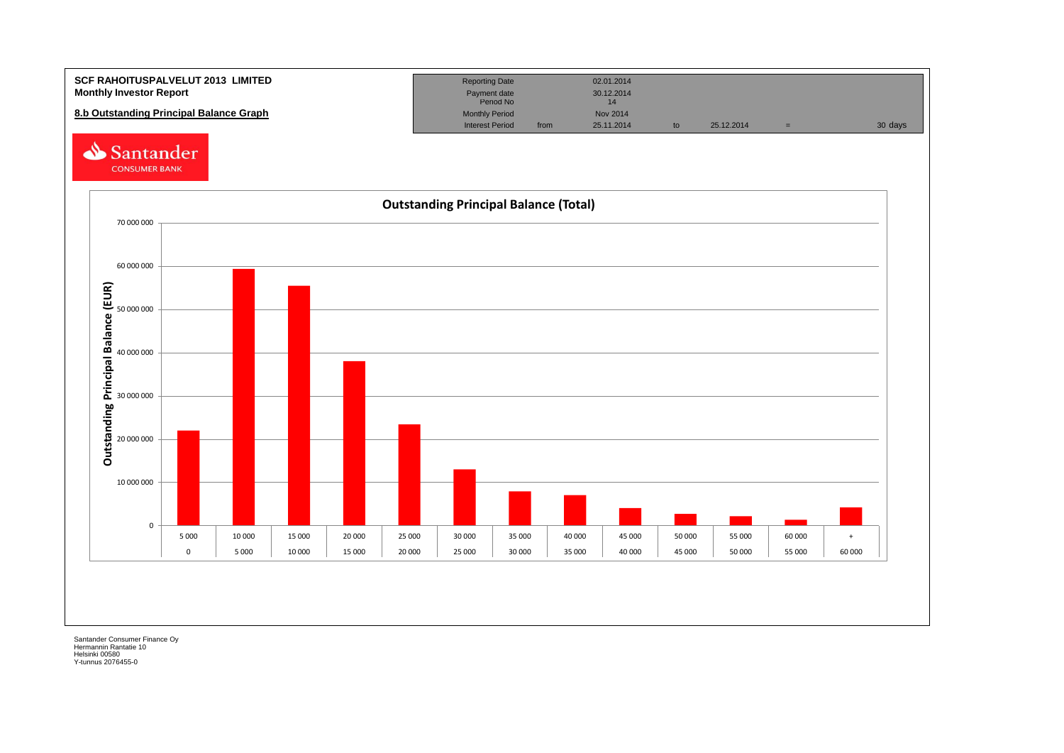**SCF RAHOITUSPALVELUT 2013 LIMITED**
**Monthly Investor Report**

**8.b Outstanding Principal Balance Graph**

| Reporting Date | | 02.01.2014 | | | | |
|---|---|---|---|---|---|---|
| Payment date | | 30.12.2014 | | | | |
| Period No | | 14 | | | | |
| Monthly Period | | Nov 2014 | | | | |
| Interest Period | from | 25.11.2014 | to | 25.12.2014 | = | 30 days |

Santander CONSUMER BANK

**Outstanding Principal Balance (Total)**

Outstanding Principal Balance (EUR)

| From | To |
|---|---|
| 0 | 5 000 |
| 5 000 | 10 000 |
| 10 000 | 15 000 |
| 15 000 | 20 000 |
| 20 000 | 25 000 |
| 25 000 | 30 000 |
| 30 000 | 35 000 |
| 35 000 | 40 000 |
| 40 000 | 45 000 |
| 45 000 | 50 000 |
| 50 000 | 55 000 |
| 55 000 | 60 000 |
| 60 000 | + |

Santander Consumer Finance Oy
Hermannin Rantatie 10
Helsinki 00580
Y-tunnus 2076455-0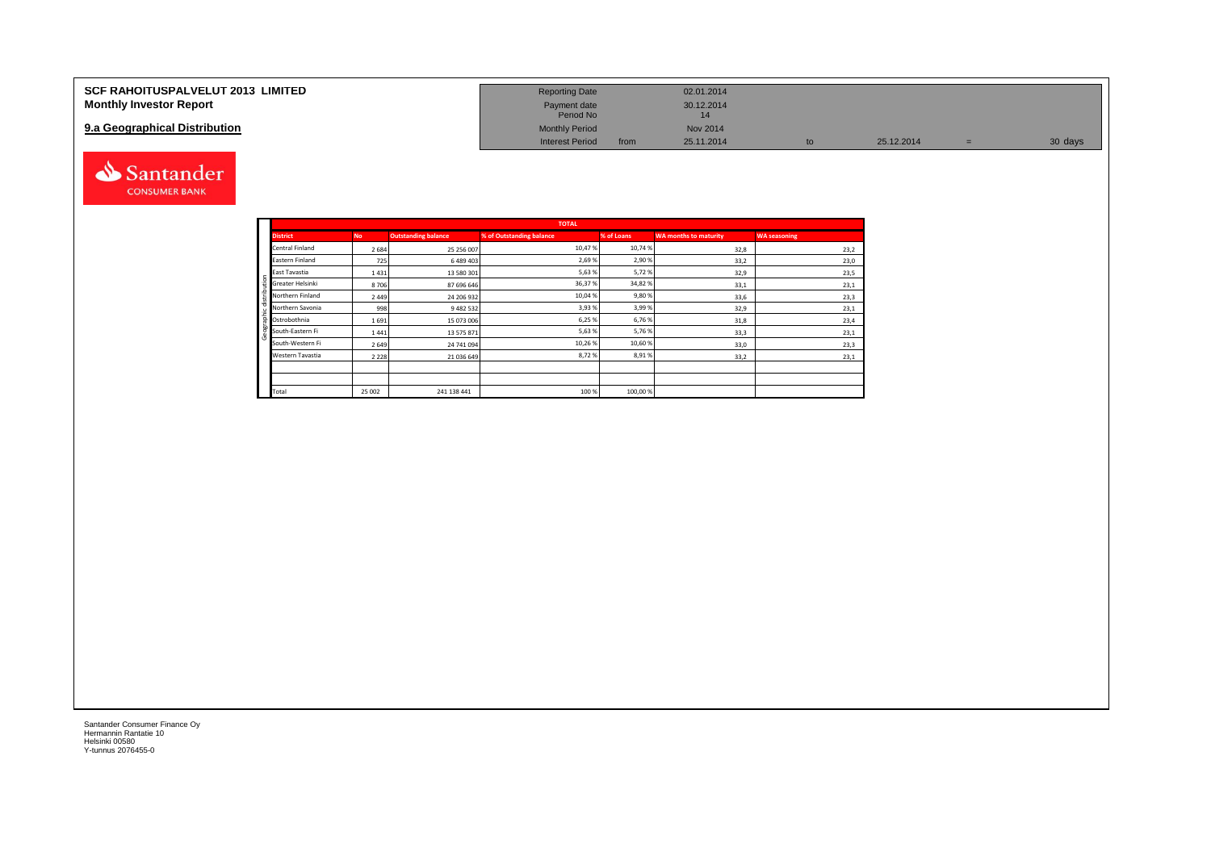**SCF RAHOITUSPALVELUT 2013 LIMITED**
**Monthly Investor Report**

## 9.a Geographical Distribution

| | | | | | |
|---|---|---|---|---|---|
| Reporting Date | | 02.01.2014 | | | |
| Payment date | | 30.12.2014 | | | |
| Period No | | 14 | | | |
| Monthly Period | | Nov 2014 | | | |
| Interest Period | from | 25.11.2014 | to | 25.12.2014 = | 30 days |

| TOTAL | | | | | | |
|---|---|---|---|---|---|---|
| **District** | **No** | **Outstanding balance** | **% of Outstanding balance** | **% of Loans** | **WA months to maturity** | **WA seasoning** |
| Central Finland | 2 684 | 25 256 007 | 10,47 % | 10,74 % | 32,8 | 23,2 |
| Eastern Finland | 725 | 6 489 403 | 2,69 % | 2,90 % | 33,2 | 23,0 |
| East Tavastia | 1 431 | 13 580 301 | 5,63 % | 5,72 % | 32,9 | 23,5 |
| Greater Helsinki | 8 706 | 87 696 646 | 36,37 % | 34,82 % | 33,1 | 23,1 |
| Northern Finland | 2 449 | 24 206 932 | 10,04 % | 9,80 % | 33,6 | 23,3 |
| Northern Savonia | 998 | 9 482 532 | 3,93 % | 3,99 % | 32,9 | 23,1 |
| Ostrobothnia | 1 691 | 15 073 006 | 6,25 % | 6,76 % | 31,8 | 23,4 |
| South-Eastern Fi | 1 441 | 13 575 871 | 5,63 % | 5,76 % | 33,3 | 23,1 |
| South-Western Fi | 2 649 | 24 741 094 | 10,26 % | 10,60 % | 33,0 | 23,3 |
| Western Tavastia | 2 228 | 21 036 649 | 8,72 % | 8,91 % | 33,2 | 23,1 |
| | | | | | | |
| | | | | | | |
| Total | 25 002 | 241 138 441 | 100 % | 100,00 % | | |

Santander Consumer Finance Oy
Hermannin Rantatie 10
Helsinki 00580
Y-tunnus 2076455-0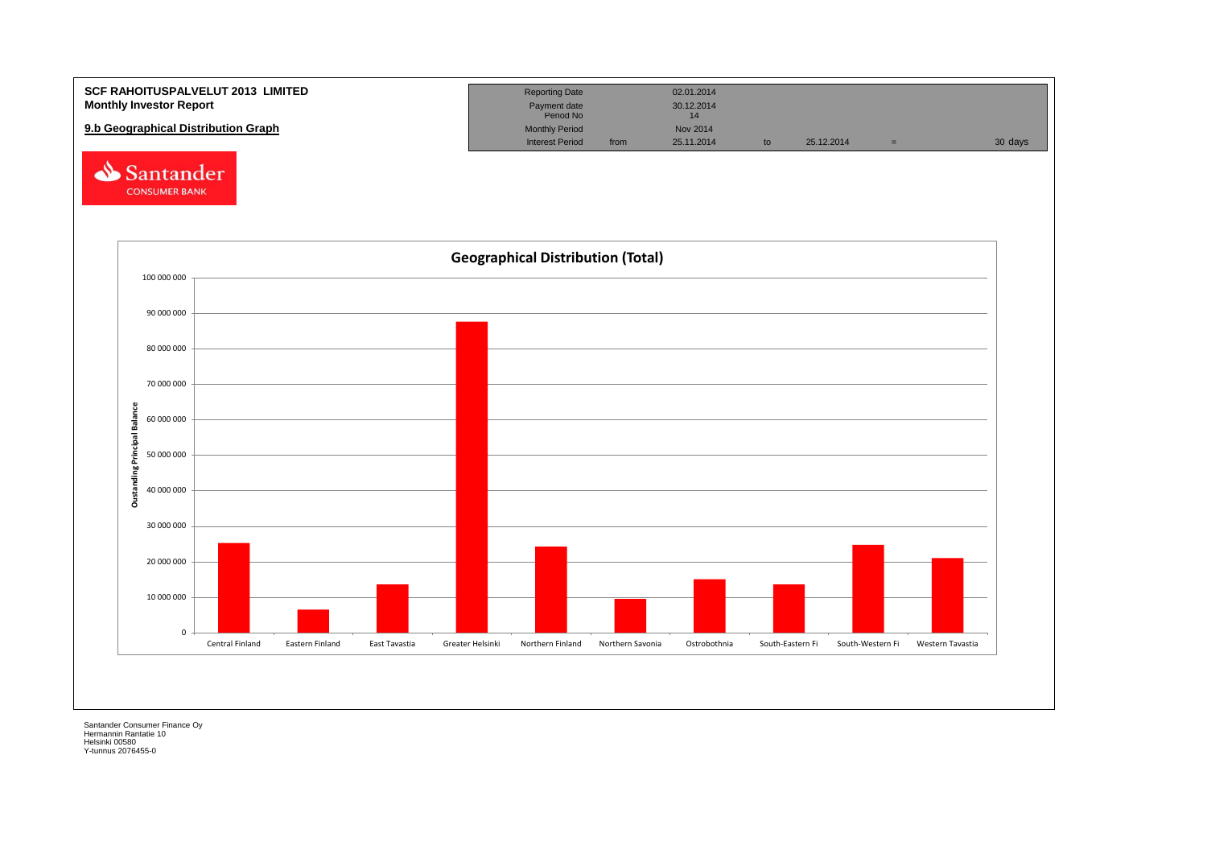**SCF RAHOITUSPALVELUT 2013 LIMITED**
**Monthly Investor Report**

**9.b Geographical Distribution Graph**

| Reporting Date | | 02.01.2014 | | | | |
|---|---|---|---|---|---|---|
| Payment date | | 30.12.2014 | | | | |
| Period No | | 14 | | | | |
| Monthly Period | | Nov 2014 | | | | |
| Interest Period | from | 25.11.2014 | to | 25.12.2014 | = | 30 days |

Santander CONSUMER BANK

## Geographical Distribution (Total)

Oustanding Principal Balance

| Region | Approx. Outstanding Principal Balance |
|---|---|
| Central Finland | ~25 000 000 |
| Eastern Finland | ~6 500 000 |
| East Tavastia | ~13 500 000 |
| Greater Helsinki | ~87 500 000 |
| Northern Finland | ~24 000 000 |
| Northern Savonia | ~9 500 000 |
| Ostrobothnia | ~15 000 000 |
| South-Eastern Fi | ~13 500 000 |
| South-Western Fi | ~24 500 000 |
| Western Tavastia | ~21 000 000 |

Santander Consumer Finance Oy
Hermannin Rantatie 10
Helsinki 00580
Y-tunnus 2076455-0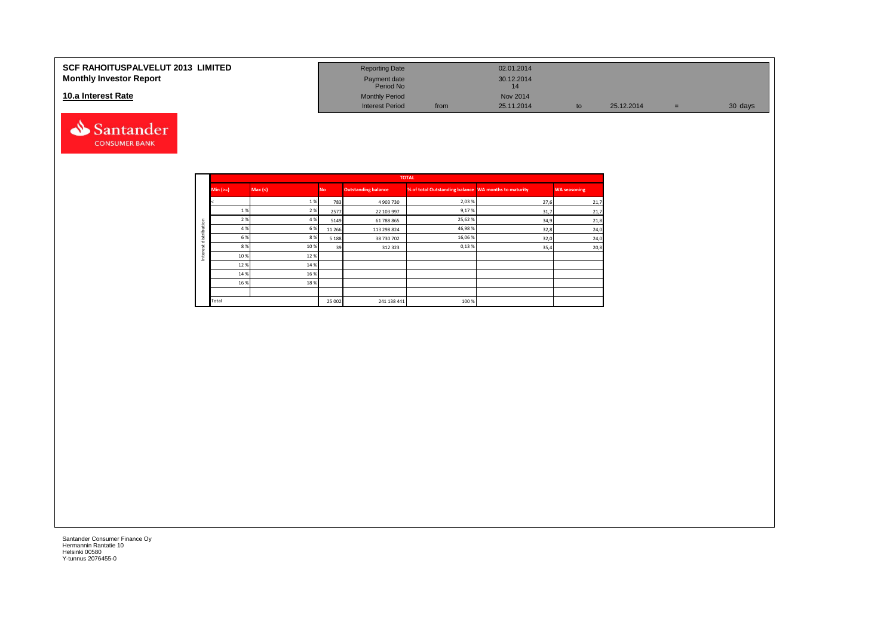**SCF RAHOITUSPALVELUT 2013 LIMITED**
**Monthly Investor Report**

**10.a Interest Rate**

| Reporting Date | | 02.01.2014 | | | | |
|---|---|---|---|---|---|---|
| Payment date | | 30.12.2014 | | | | |
| Period No | | 14 | | | | |
| Monthly Period | | Nov 2014 | | | | |
| Interest Period | from | 25.11.2014 | to | 25.12.2014 | = | 30 days |

| | TOTAL | | | | | | |
|---|---|---|---|---|---|---|---|
| | Min (>=) | Max (<) | No | Outstanding balance | % of total Outstanding balance | WA months to maturity | WA seasoning |
| Interest distribution | < | 1 % | 783 | 4 903 730 | 2,03 % | 27,6 | 21,7 |
| | 1 % | 2 % | 2577 | 22 103 997 | 9,17 % | 31,7 | 21,7 |
| | 2 % | 4 % | 5149 | 61 788 865 | 25,62 % | 34,9 | 21,8 |
| | 4 % | 6 % | 11 266 | 113 298 824 | 46,98 % | 32,8 | 24,0 |
| | 6 % | 8 % | 5 188 | 38 730 702 | 16,06 % | 32,0 | 24,0 |
| | 8 % | 10 % | 39 | 312 323 | 0,13 % | 35,4 | 20,8 |
| | 10 % | 12 % | | | | | |
| | 12 % | 14 % | | | | | |
| | 14 % | 16 % | | | | | |
| | 16 % | 18 % | | | | | |
| | | | | | | | |
| | Total | | 25 002 | 241 138 441 | 100 % | | |

Santander Consumer Finance Oy
Hermannin Rantatie 10
Helsinki 00580
Y-tunnus 2076455-0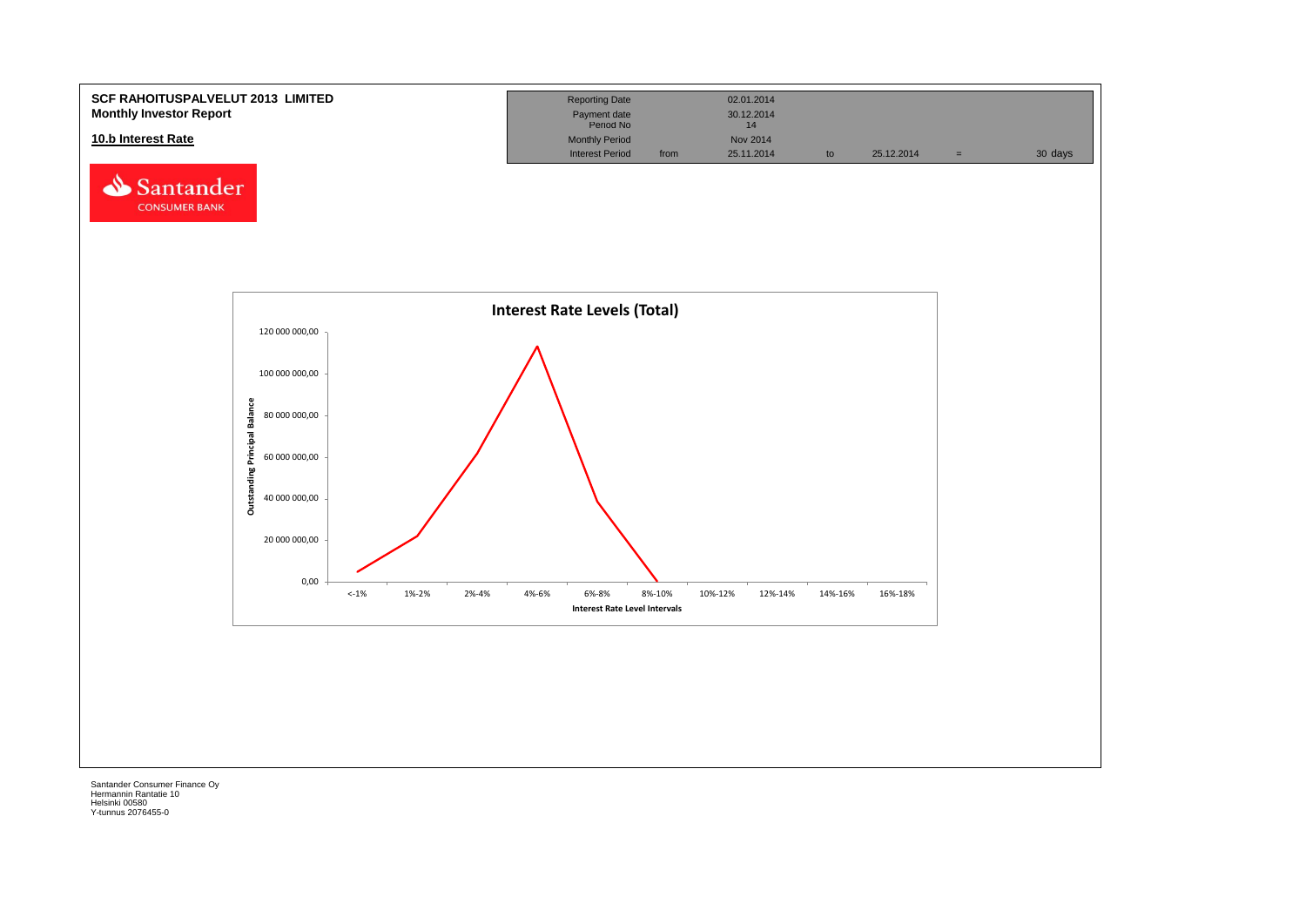**SCF RAHOITUSPALVELUT 2013 LIMITED**
**Monthly Investor Report**

## 10.b Interest Rate

| | | | | | | |
|---|---|---|---|---|---|---|
| Reporting Date | | 02.01.2014 | | | | |
| Payment date | | 30.12.2014 | | | | |
| Period No | | 14 | | | | |
| Monthly Period | | Nov 2014 | | | | |
| Interest Period | from | 25.11.2014 | to | 25.12.2014 | = | 30 days |

**Interest Rate Levels (Total)**

Outstanding Principal Balance: 0,00 – 120 000 000,00

Interest Rate Level Intervals: <-1%, 1%-2%, 2%-4%, 4%-6%, 6%-8%, 8%-10%, 10%-12%, 12%-14%, 14%-16%, 16%-18%

Santander Consumer Finance Oy
Hermannin Rantatie 10
Helsinki 00580
Y-tunnus 2076455-0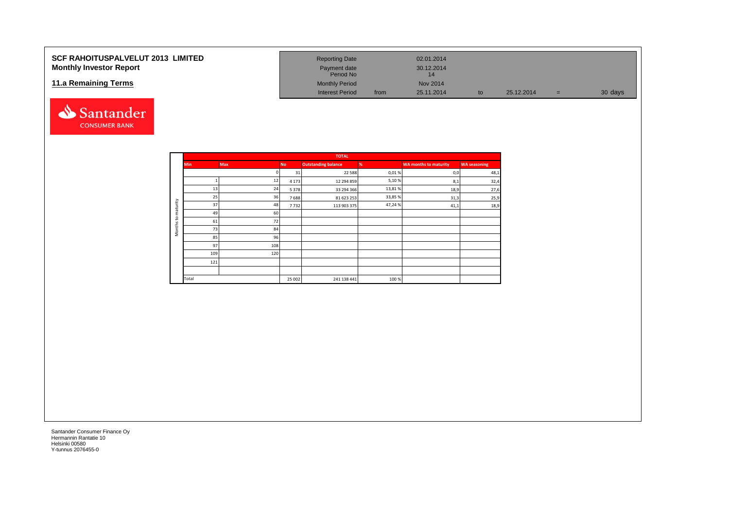**SCF RAHOITUSPALVELUT 2013 LIMITED**
**Monthly Investor Report**

## 11.a Remaining Terms

| Reporting Date | | 02.01.2014 | | | | |
|---|---|---|---|---|---|---|
| Payment date | | 30.12.2014 | | | | |
| Period No | | 14 | | | | |
| Monthly Period | | Nov 2014 | | | | |
| Interest Period | from | 25.11.2014 | to | 25.12.2014 | = | 30 days |

Santander CONSUMER BANK

| | TOTAL | | | | | | |
|---|---|---|---|---|---|---|---|
| | Min | Max | No | Outstanding balance | % | WA months to maturity | WA seasoning |
| Months to maturity | | 0 | 31 | 22 588 | 0,01 % | 0,0 | 48,1 |
| | 1 | 12 | 4 173 | 12 294 859 | 5,10 % | 8,1 | 32,4 |
| | 13 | 24 | 5 378 | 33 294 366 | 13,81 % | 18,9 | 27,6 |
| | 25 | 36 | 7 688 | 81 623 253 | 33,85 % | 31,3 | 25,9 |
| | 37 | 48 | 7 732 | 113 903 375 | 47,24 % | 41,1 | 18,9 |
| | 49 | 60 | | | | | |
| | 61 | 72 | | | | | |
| | 73 | 84 | | | | | |
| | 85 | 96 | | | | | |
| | 97 | 108 | | | | | |
| | 109 | 120 | | | | | |
| | 121 | | | | | | |
| | | | | | | | |
| | Total | | 25 002 | 241 138 441 | 100 % | | |

Santander Consumer Finance Oy
Hermannin Rantatie 10
Helsinki 00580
Y-tunnus 2076455-0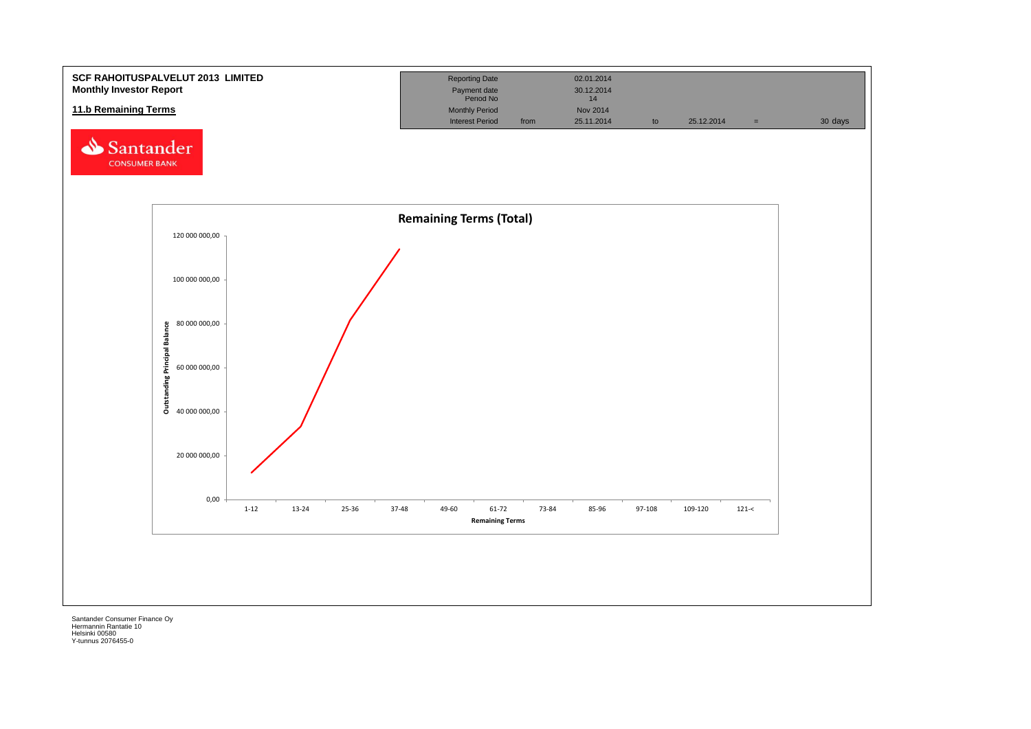**SCF RAHOITUSPALVELUT 2013 LIMITED**
**Monthly Investor Report**

## 11.b Remaining Terms

| Reporting Date | | 02.01.2014 | | | | |
|---|---|---|---|---|---|---|
| Payment date | | 30.12.2014 | | | | |
| Period No | | 14 | | | | |
| Monthly Period | | Nov 2014 | | | | |
| Interest Period | from | 25.11.2014 | to | 25.12.2014 | = | 30 days |

**Remaining Terms (Total)**

Outstanding Principal Balance: 0,00 – 20 000 000,00 – 40 000 000,00 – 60 000 000,00 – 80 000 000,00 – 100 000 000,00 – 120 000 000,00

Remaining Terms: 1-12, 13-24, 25-36, 37-48, 49-60, 61-72, 73-84, 85-96, 97-108, 109-120, 121-<

Santander Consumer Finance Oy
Hermannin Rantatie 10
Helsinki 00580
Y-tunnus 2076455-0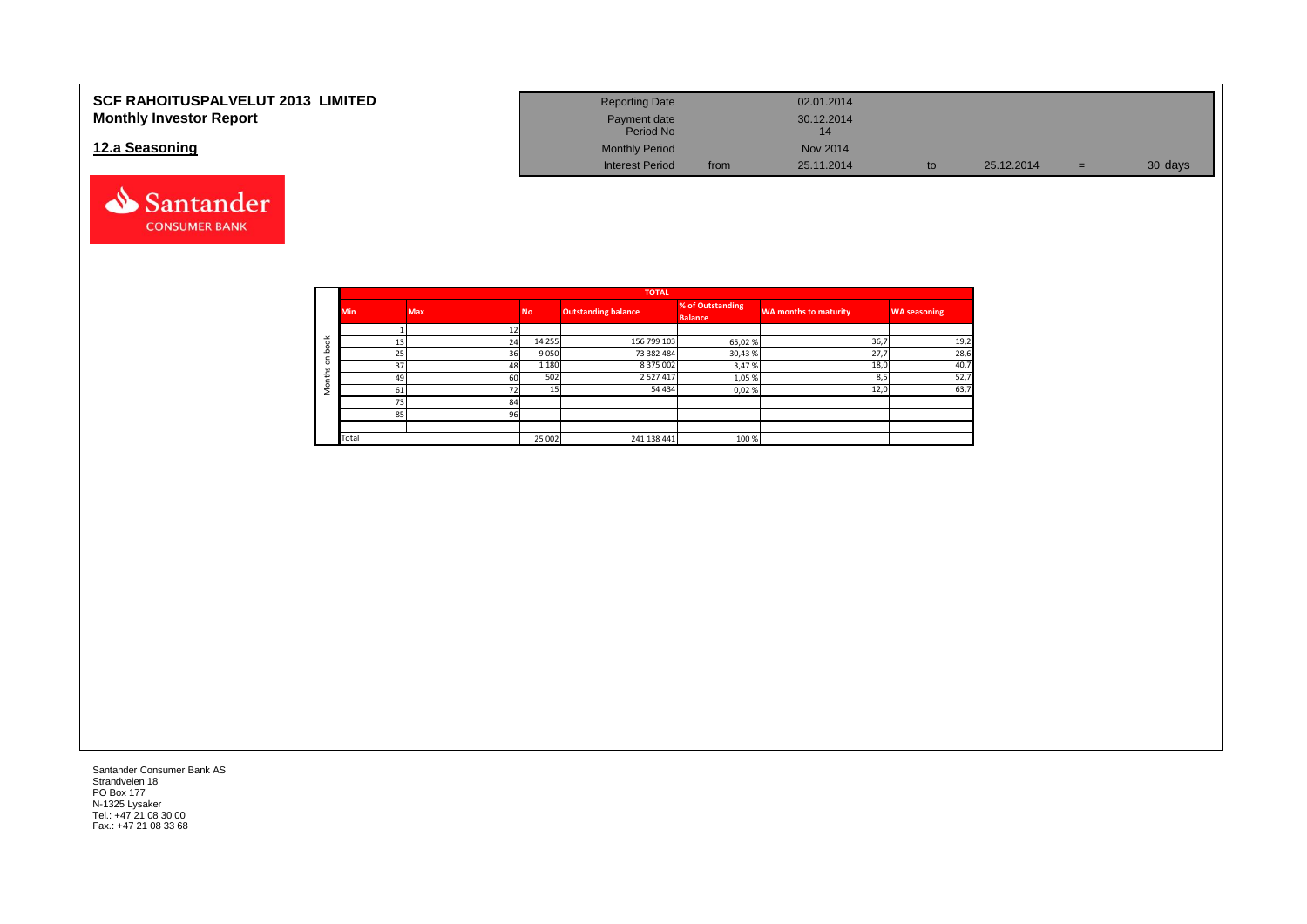# SCF RAHOITUSPALVELUT 2013 LIMITED
## Monthly Investor Report

## 12.a Seasoning

| Reporting Date | | 02.01.2014 | | | | |
|---|---|---|---|---|---|---|
| Payment date | | 30.12.2014 | | | | |
| Period No | | 14 | | | | |
| Monthly Period | | Nov 2014 | | | | |
| Interest Period | from | 25.11.2014 | to | 25.12.2014 | = | 30 days |

| | TOTAL | | | | | | |
|---|---|---|---|---|---|---|---|
| | Min | Max | No | Outstanding balance | % of Outstanding Balance | WA months to maturity | WA seasoning |
| Months on book | 1 | 12 | | | | | |
| | 13 | 24 | 14 255 | 156 799 103 | 65,02 % | 36,7 | 19,2 |
| | 25 | 36 | 9 050 | 73 382 484 | 30,43 % | 27,7 | 28,6 |
| | 37 | 48 | 1 180 | 8 375 002 | 3,47 % | 18,0 | 40,7 |
| | 49 | 60 | 502 | 2 527 417 | 1,05 % | 8,5 | 52,7 |
| | 61 | 72 | 15 | 54 434 | 0,02 % | 12,0 | 63,7 |
| | 73 | 84 | | | | | |
| | 85 | 96 | | | | | |
| | | | | | | | |
| | Total | | 25 002 | 241 138 441 | 100 % | | |

Santander Consumer Bank AS
Strandveien 18
PO Box 177
N-1325 Lysaker
Tel.: +47 21 08 30 00
Fax.: +47 21 08 33 68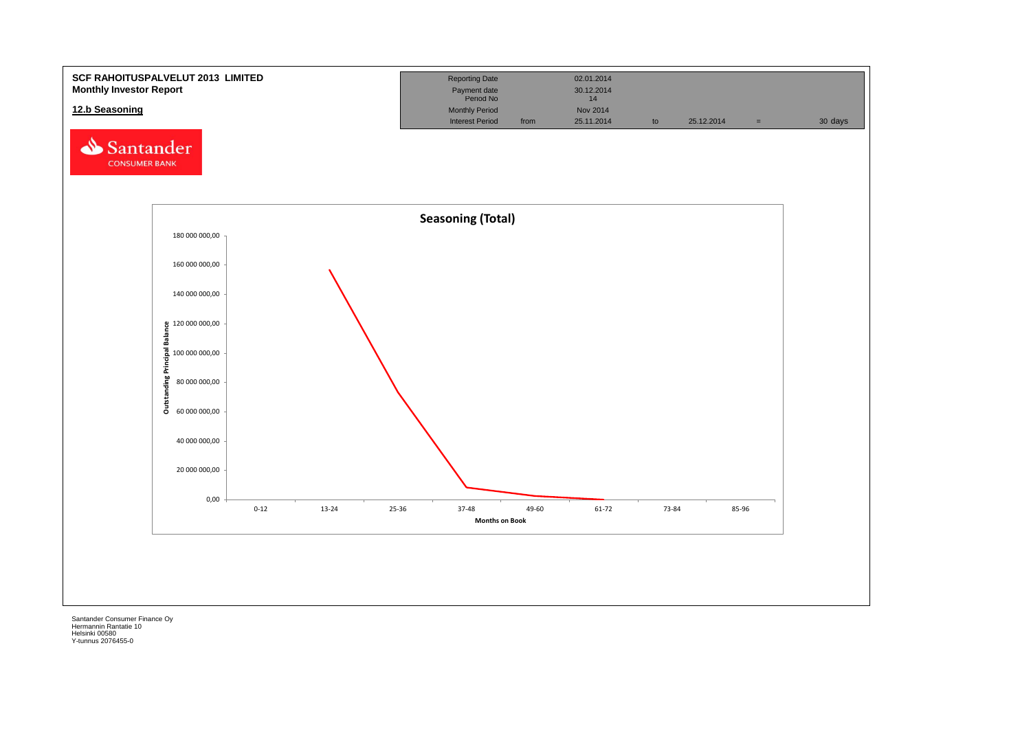**SCF RAHOITUSPALVELUT 2013 LIMITED**
**Monthly Investor Report**

**12.b Seasoning**

| Reporting Date | | 02.01.2014 | | | | |
|---|---|---|---|---|---|---|
| Payment date | | 30.12.2014 | | | | |
| Period No | | 14 | | | | |
| Monthly Period | | Nov 2014 | | | | |
| Interest Period | from | 25.11.2014 | to | 25.12.2014 | = | 30 days |

Santander CONSUMER BANK

**Seasoning (Total)**

Outstanding Principal Balance (y-axis): 0,00; 20 000 000,00; 40 000 000,00; 60 000 000,00; 80 000 000,00; 100 000 000,00; 120 000 000,00; 140 000 000,00; 160 000 000,00; 180 000 000,00

Months on Book (x-axis): 0-12; 13-24; 25-36; 37-48; 49-60; 61-72; 73-84; 85-96

Santander Consumer Finance Oy
Hermannin Rantatie 10
Helsinki 00580
Y-tunnus 2076455-0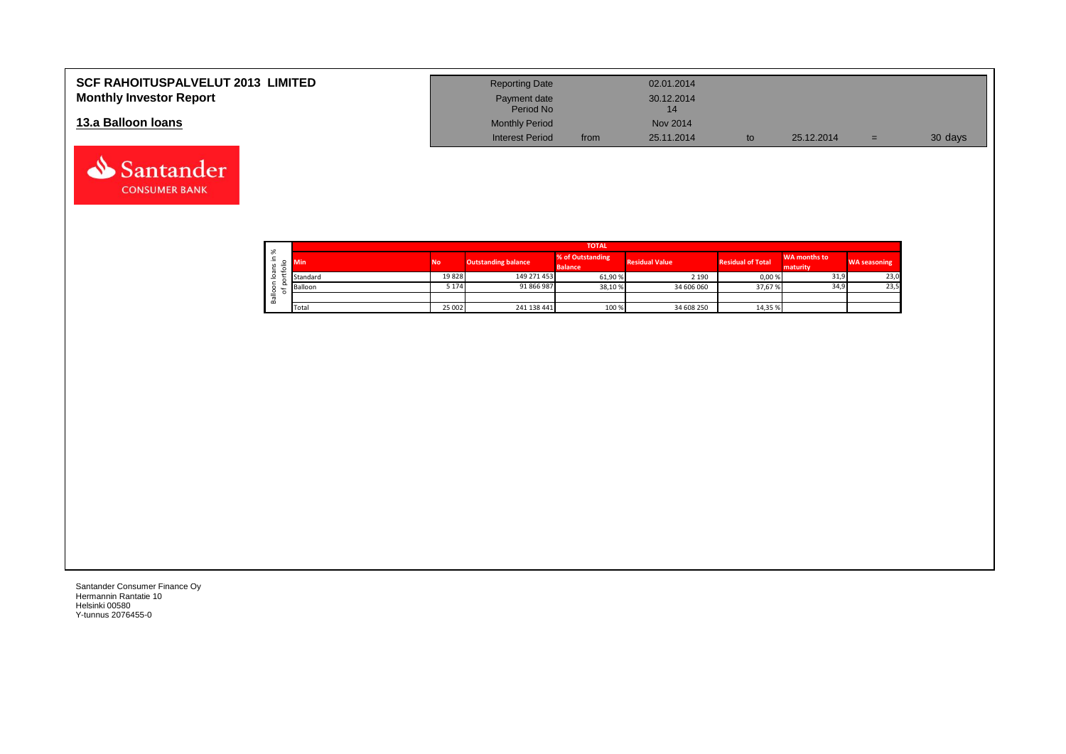# SCF RAHOITUSPALVELUT 2013 LIMITED
## Monthly Investor Report

### 13.a Balloon loans

| | | | | | |
|---|---|---|---|---|---|
| Reporting Date | | 02.01.2014 | | | |
| Payment date | | 30.12.2014 | | | |
| Period No | | 14 | | | |
| Monthly Period | | Nov 2014 | | | |
| Interest Period | from | 25.11.2014 | to | 25.12.2014 | = 30 days |

Balloon loans in % of portfolio

| TOTAL | | | | | | | |
|---|---|---|---|---|---|---|---|
| Min | No | Outstanding balance | % of Outstanding Balance | Residual Value | Residual of Total | WA months to maturity | WA seasoning |
| Standard | 19 828 | 149 271 453 | 61,90 % | 2 190 | 0,00 % | 31,9 | 23,0 |
| Balloon | 5 174 | 91 866 987 | 38,10 % | 34 606 060 | 37,67 % | 34,9 | 23,5 |
| | | | | | | | |
| Total | 25 002 | 241 138 441 | 100 % | 34 608 250 | 14,35 % | | |

Santander Consumer Finance Oy
Hermannin Rantatie 10
Helsinki 00580
Y-tunnus 2076455-0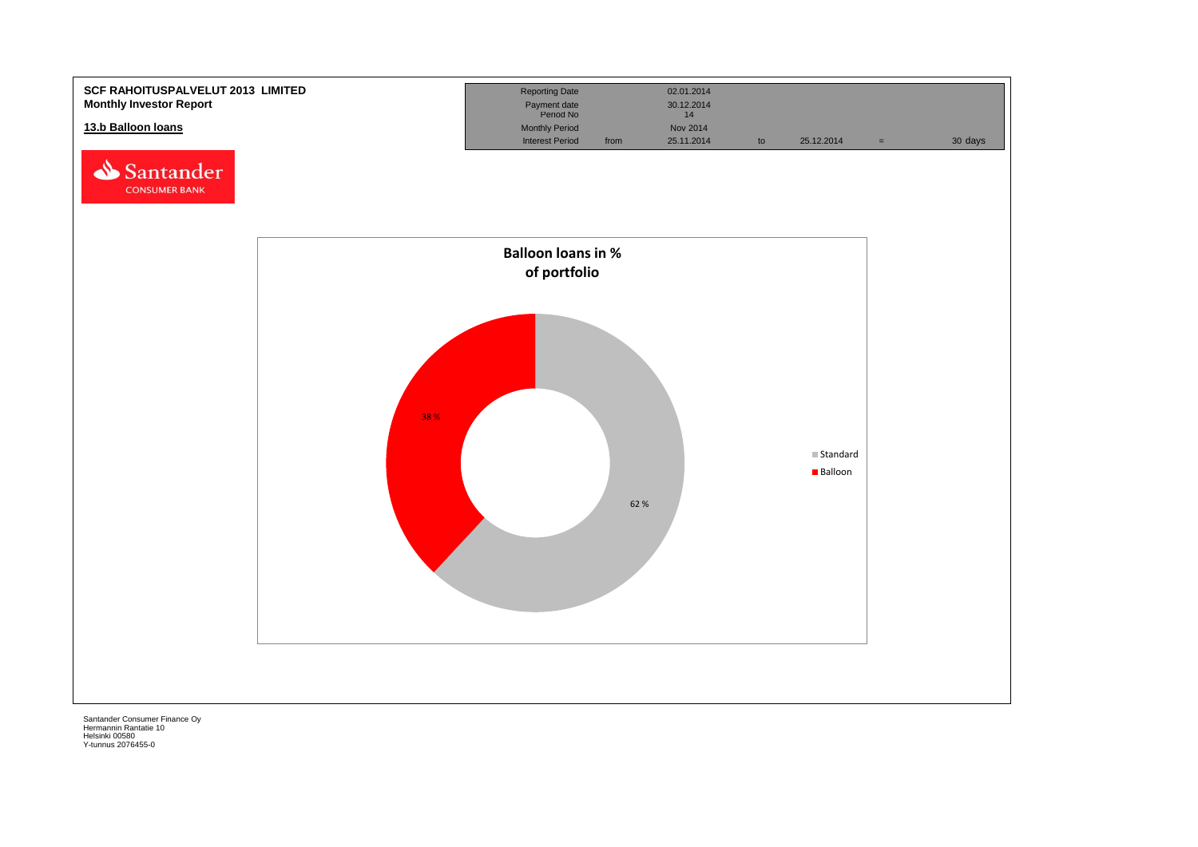**SCF RAHOITUSPALVELUT 2013 LIMITED**
**Monthly Investor Report**

## 13.b Balloon loans

| Reporting Date | | 02.01.2014 | | | | |
|---|---|---|---|---|---|---|
| Payment date | | 30.12.2014 | | | | |
| Period No | | 14 | | | | |
| Monthly Period | | Nov 2014 | | | | |
| Interest Period | from | 25.11.2014 | to | 25.12.2014 | = | 30 days |

**Balloon loans in % of portfolio**

| | % |
|---|---|
| Standard | 62 % |
| Balloon | 38 % |

Santander Consumer Finance Oy
Hermannin Rantatie 10
Helsinki 00580
Y-tunnus 2076455-0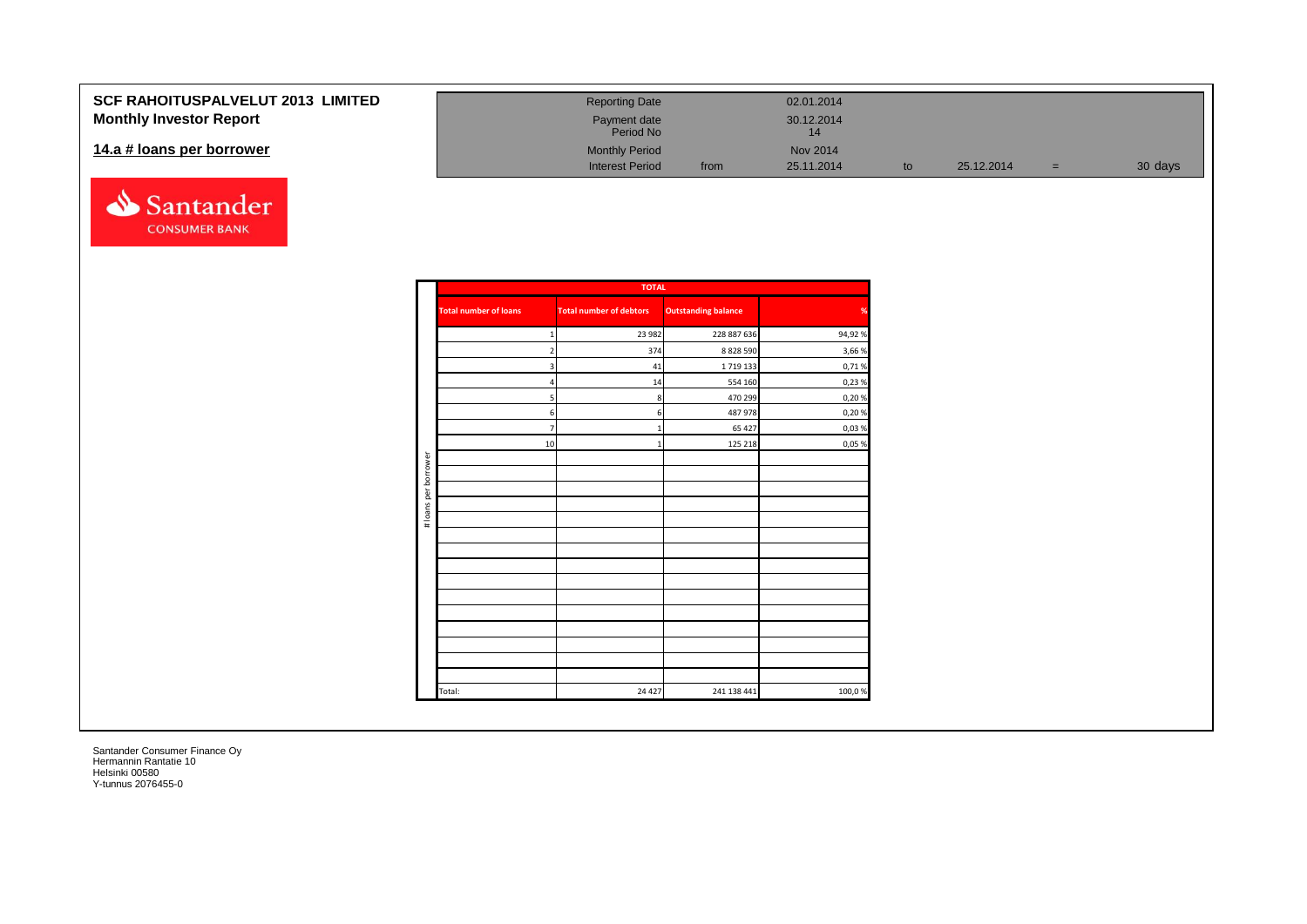**SCF RAHOITUSPALVELUT 2013 LIMITED**

**Monthly Investor Report**

## 14.a # loans per borrower

| | | | | | | |
|---|---|---|---|---|---|---|
| Reporting Date | | 02.01.2014 | | | | |
| Payment date | | 30.12.2014 | | | | |
| Period No | | 14 | | | | |
| Monthly Period | | Nov 2014 | | | | |
| Interest Period | from | 25.11.2014 | to | 25.12.2014 | = | 30 days |

| TOTAL | | | |
|---|---|---|---|
| **Total number of loans** | **Total number of debtors** | **Outstanding balance** | **%** |
| 1 | 23 982 | 228 887 636 | 94,92 % |
| 2 | 374 | 8 828 590 | 3,66 % |
| 3 | 41 | 1 719 133 | 0,71 % |
| 4 | 14 | 554 160 | 0,23 % |
| 5 | 8 | 470 299 | 0,20 % |
| 6 | 6 | 487 978 | 0,20 % |
| 7 | 1 | 65 427 | 0,03 % |
| 10 | 1 | 125 218 | 0,05 % |
| Total: | 24 427 | 241 138 441 | 100,0 % |

Santander Consumer Finance Oy
Hermannin Rantatie 10
Helsinki 00580
Y-tunnus 2076455-0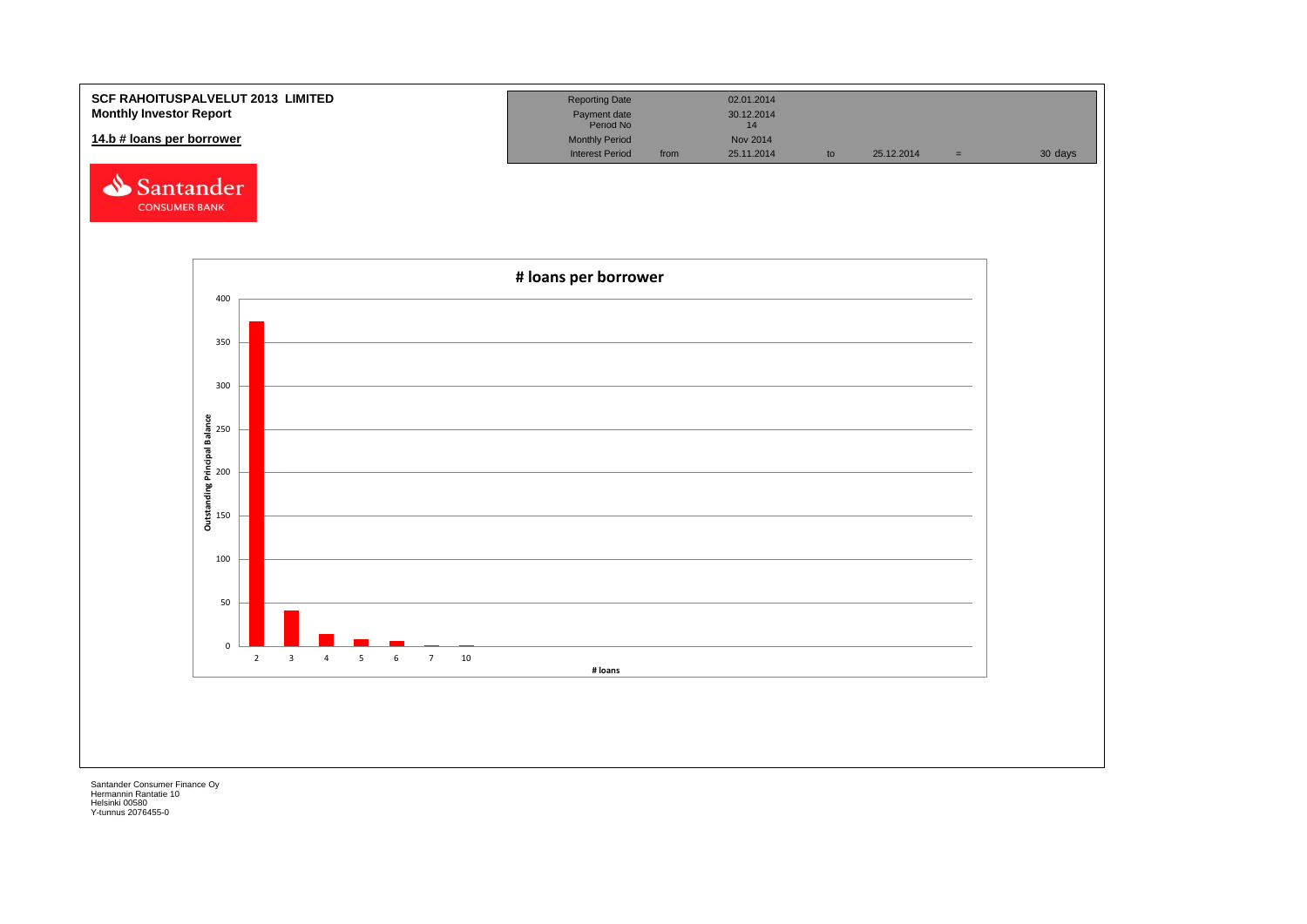**SCF RAHOITUSPALVELUT 2013 LIMITED**
**Monthly Investor Report**

## 14.b # loans per borrower

| Reporting Date | | 02.01.2014 | | | | |
|---|---|---|---|---|---|---|
| Payment date | | 30.12.2014 | | | | |
| Period No | | 14 | | | | |
| Monthly Period | | Nov 2014 | | | | |
| Interest Period | from | 25.11.2014 | to | 25.12.2014 | = | 30 days |

Santander
CONSUMER BANK

**# loans per borrower**

Outstanding Principal Balance

# loans

Santander Consumer Finance Oy
Hermannin Rantatie 10
Helsinki 00580
Y-tunnus 2076455-0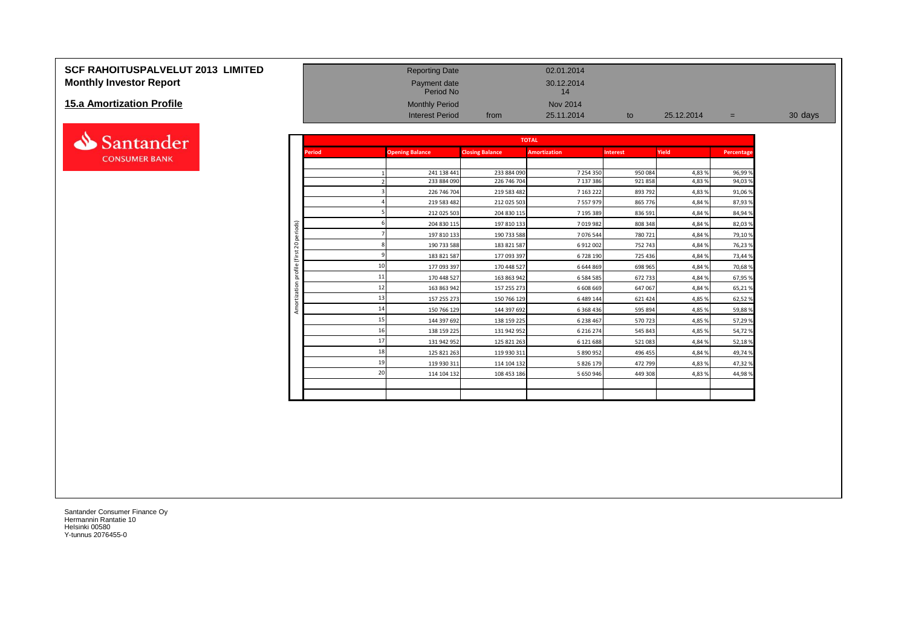# SCF RAHOITUSPALVELUT 2013 LIMITED
## Monthly Investor Report

### 15.a Amortization Profile

| | | | | | | |
|---|---|---|---|---|---|---|
| Reporting Date | | 02.01.2014 | | | | |
| Payment date | | 30.12.2014 | | | | |
| Period No | | 14 | | | | |
| Monthly Period | | Nov 2014 | | | | |
| Interest Period | from | 25.11.2014 | to | 25.12.2014 | = | 30 days |

Santander CONSUMER BANK

Amortization profile (first 20 periods)

| TOTAL | | | | | | |
|---|---|---|---|---|---|---|
| Period | Opening Balance | Closing Balance | Amortization | Interest | Yield | Percentage |
| 1 | 241 138 441 | 233 884 090 | 7 254 350 | 950 084 | 4,83 % | 96,99 % |
| 2 | 233 884 090 | 226 746 704 | 7 137 386 | 921 858 | 4,83 % | 94,03 % |
| 3 | 226 746 704 | 219 583 482 | 7 163 222 | 893 792 | 4,83 % | 91,06 % |
| 4 | 219 583 482 | 212 025 503 | 7 557 979 | 865 776 | 4,84 % | 87,93 % |
| 5 | 212 025 503 | 204 830 115 | 7 195 389 | 836 591 | 4,84 % | 84,94 % |
| 6 | 204 830 115 | 197 810 133 | 7 019 982 | 808 348 | 4,84 % | 82,03 % |
| 7 | 197 810 133 | 190 733 588 | 7 076 544 | 780 721 | 4,84 % | 79,10 % |
| 8 | 190 733 588 | 183 821 587 | 6 912 002 | 752 743 | 4,84 % | 76,23 % |
| 9 | 183 821 587 | 177 093 397 | 6 728 190 | 725 436 | 4,84 % | 73,44 % |
| 10 | 177 093 397 | 170 448 527 | 6 644 869 | 698 965 | 4,84 % | 70,68 % |
| 11 | 170 448 527 | 163 863 942 | 6 584 585 | 672 733 | 4,84 % | 67,95 % |
| 12 | 163 863 942 | 157 255 273 | 6 608 669 | 647 067 | 4,84 % | 65,21 % |
| 13 | 157 255 273 | 150 766 129 | 6 489 144 | 621 424 | 4,85 % | 62,52 % |
| 14 | 150 766 129 | 144 397 692 | 6 368 436 | 595 894 | 4,85 % | 59,88 % |
| 15 | 144 397 692 | 138 159 225 | 6 238 467 | 570 723 | 4,85 % | 57,29 % |
| 16 | 138 159 225 | 131 942 952 | 6 216 274 | 545 843 | 4,85 % | 54,72 % |
| 17 | 131 942 952 | 125 821 263 | 6 121 688 | 521 083 | 4,84 % | 52,18 % |
| 18 | 125 821 263 | 119 930 311 | 5 890 952 | 496 455 | 4,84 % | 49,74 % |
| 19 | 119 930 311 | 114 104 132 | 5 826 179 | 472 799 | 4,83 % | 47,32 % |
| 20 | 114 104 132 | 108 453 186 | 5 650 946 | 449 308 | 4,83 % | 44,98 % |

Santander Consumer Finance Oy
Hermannin Rantatie 10
Helsinki 00580
Y-tunnus 2076455-0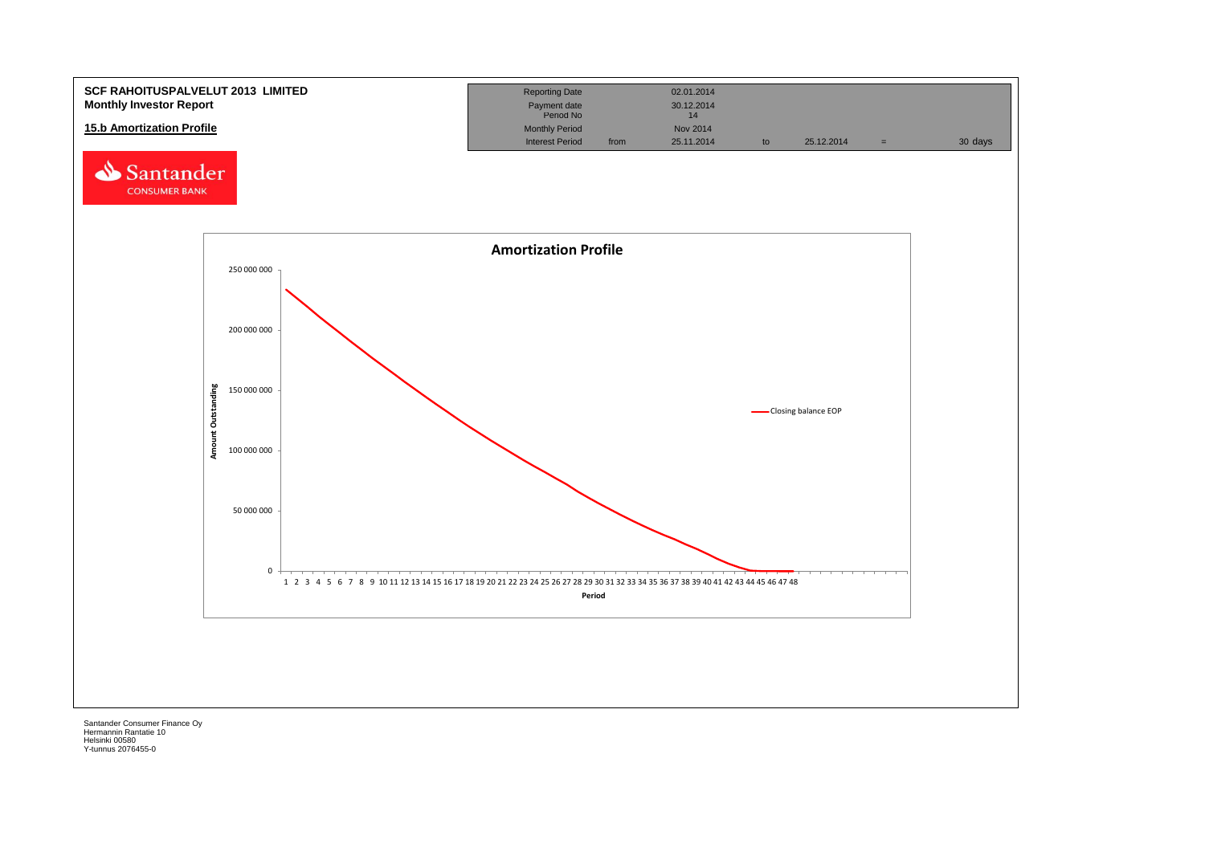**SCF RAHOITUSPALVELUT 2013 LIMITED**
**Monthly Investor Report**

## 15.b Amortization Profile

| Reporting Date | | 02.01.2014 | | | | |
|---|---|---|---|---|---|---|
| Payment date | | 30.12.2014 | | | | |
| Period No | | 14 | | | | |
| Monthly Period | | Nov 2014 | | | | |
| Interest Period | from | 25.11.2014 | to | 25.12.2014 | = | 30 days |

Santander CONSUMER BANK

**Amortization Profile**

Amount Outstanding (y-axis: 0; 50 000 000; 100 000 000; 150 000 000; 200 000 000; 250 000 000)

Period (x-axis: 1 2 3 4 5 6 7 8 9 10 11 12 13 14 15 16 17 18 19 20 21 22 23 24 25 26 27 28 29 30 31 32 33 34 35 36 37 38 39 40 41 42 43 44 45 46 47 48)

Closing balance EOP

Santander Consumer Finance Oy
Hermannin Rantatie 10
Helsinki 00580
Y-tunnus 2076455-0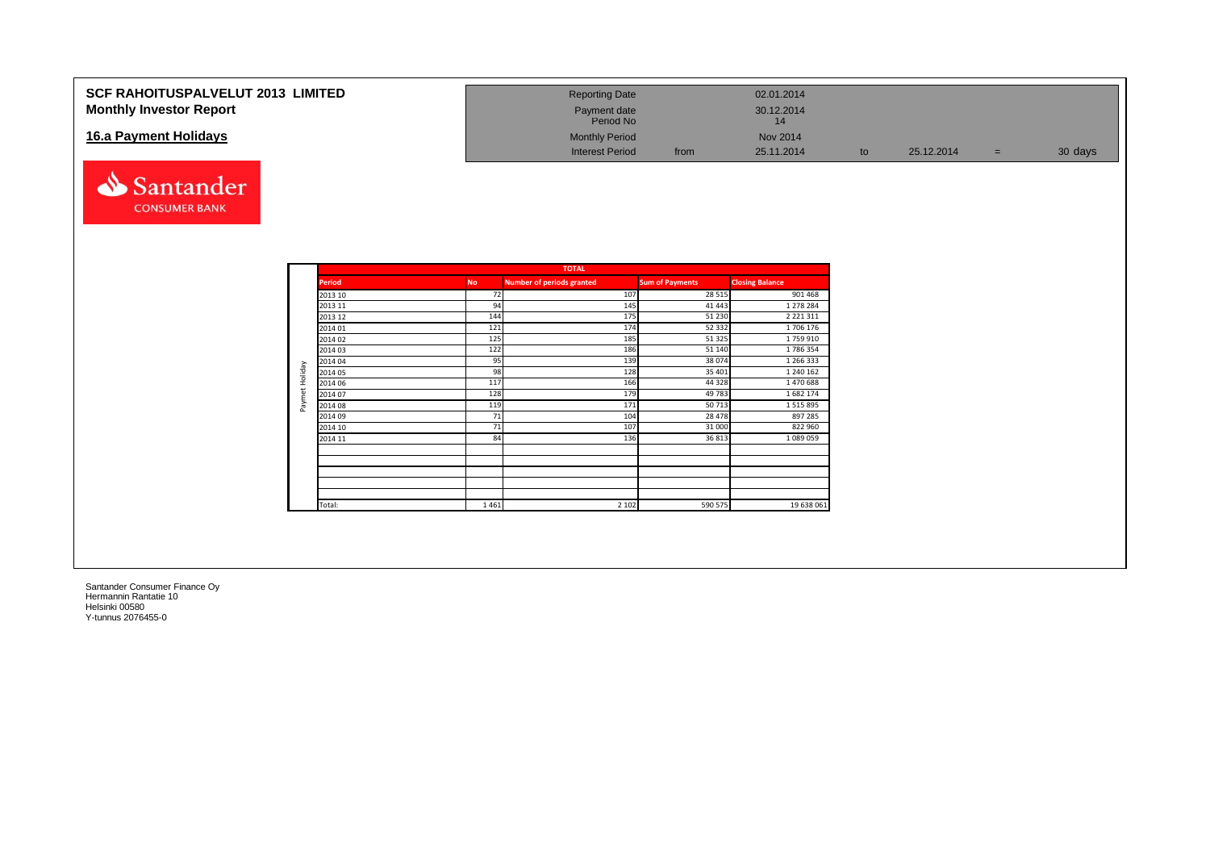# SCF RAHOITUSPALVELUT 2013 LIMITED
## Monthly Investor Report

### 16.a Payment Holidays

| | | | | | | |
|---|---|---|---|---|---|---|
| Reporting Date | | 02.01.2014 | | | | |
| Payment date | | 30.12.2014 | | | | |
| Period No | | 14 | | | | |
| Monthly Period | | Nov 2014 | | | | |
| Interest Period | from | 25.11.2014 | to | 25.12.2014 | = | 30 days |

Santander CONSUMER BANK

| | TOTAL | | | | |
|---|---|---|---|---|---|
| | **Period** | **No** | **Number of periods granted** | **Sum of Payments** | **Closing Balance** |
| Paymet Holiday | 2013 10 | 72 | 107 | 28 515 | 901 468 |
| | 2013 11 | 94 | 145 | 41 443 | 1 278 284 |
| | 2013 12 | 144 | 175 | 51 230 | 2 221 311 |
| | 2014 01 | 121 | 174 | 52 332 | 1 706 176 |
| | 2014 02 | 125 | 185 | 51 325 | 1 759 910 |
| | 2014 03 | 122 | 186 | 51 140 | 1 786 354 |
| | 2014 04 | 95 | 139 | 38 074 | 1 266 333 |
| | 2014 05 | 98 | 128 | 35 401 | 1 240 162 |
| | 2014 06 | 117 | 166 | 44 328 | 1 470 688 |
| | 2014 07 | 128 | 179 | 49 783 | 1 682 174 |
| | 2014 08 | 119 | 171 | 50 713 | 1 515 895 |
| | 2014 09 | 71 | 104 | 28 478 | 897 285 |
| | 2014 10 | 71 | 107 | 31 000 | 822 960 |
| | 2014 11 | 84 | 136 | 36 813 | 1 089 059 |
| | | | | | |
| | | | | | |
| | | | | | |
| | | | | | |
| | | | | | |
| | Total: | 1 461 | 2 102 | 590 575 | 19 638 061 |

Santander Consumer Finance Oy
Hermannin Rantatie 10
Helsinki 00580
Y-tunnus 2076455-0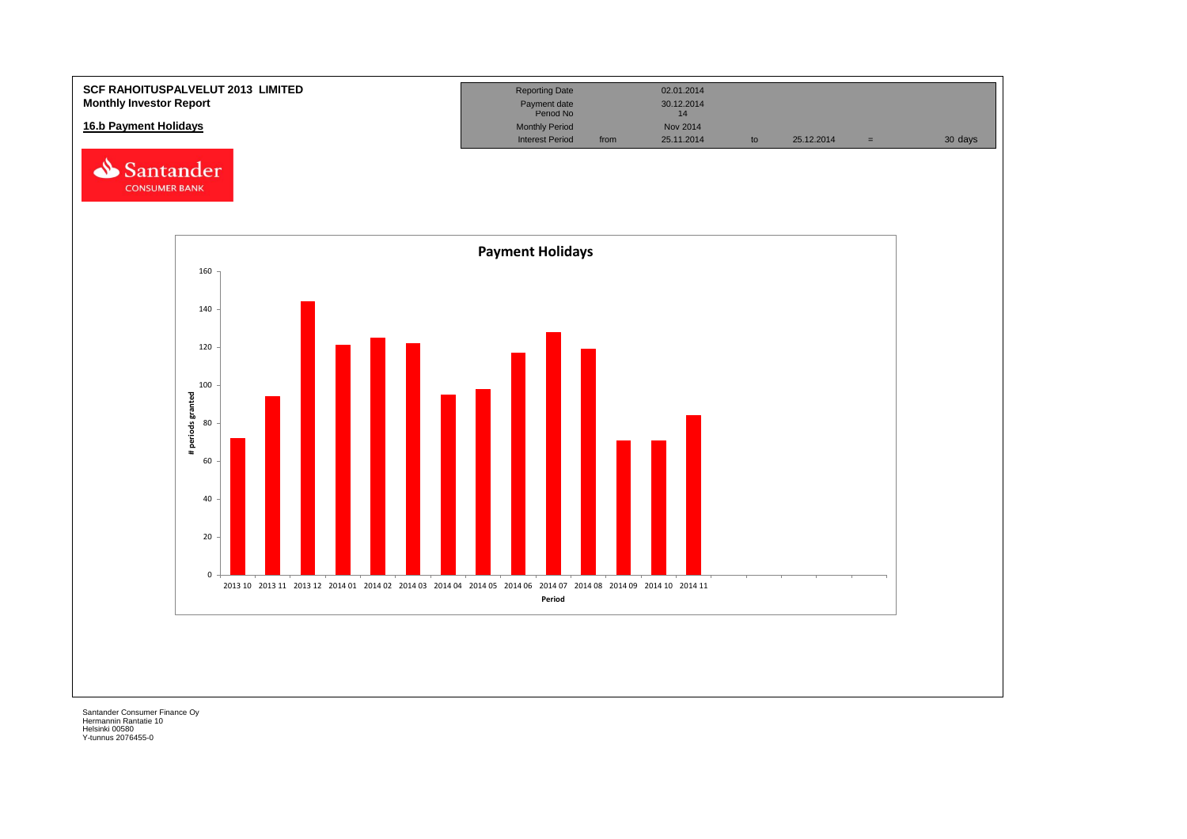**SCF RAHOITUSPALVELUT 2013 LIMITED**
**Monthly Investor Report**

**16.b Payment Holidays**

| | | | | | | |
|---|---|---|---|---|---|---|
| Reporting Date | | 02.01.2014 | | | | |
| Payment date | | 30.12.2014 | | | | |
| Period No | | 14 | | | | |
| Monthly Period | | Nov 2014 | | | | |
| Interest Period | from | 25.11.2014 | to | 25.12.2014 | = | 30 days |

**Payment Holidays**

| Period | # periods granted |
|---|---|
| 2013 10 | 72 |
| 2013 11 | 94 |
| 2013 12 | 144 |
| 2014 01 | 121 |
| 2014 02 | 125 |
| 2014 03 | 122 |
| 2014 04 | 95 |
| 2014 05 | 98 |
| 2014 06 | 117 |
| 2014 07 | 128 |
| 2014 08 | 119 |
| 2014 09 | 71 |
| 2014 10 | 71 |
| 2014 11 | 84 |

Santander Consumer Finance Oy
Hermannin Rantatie 10
Helsinki 00580
Y-tunnus 2076455-0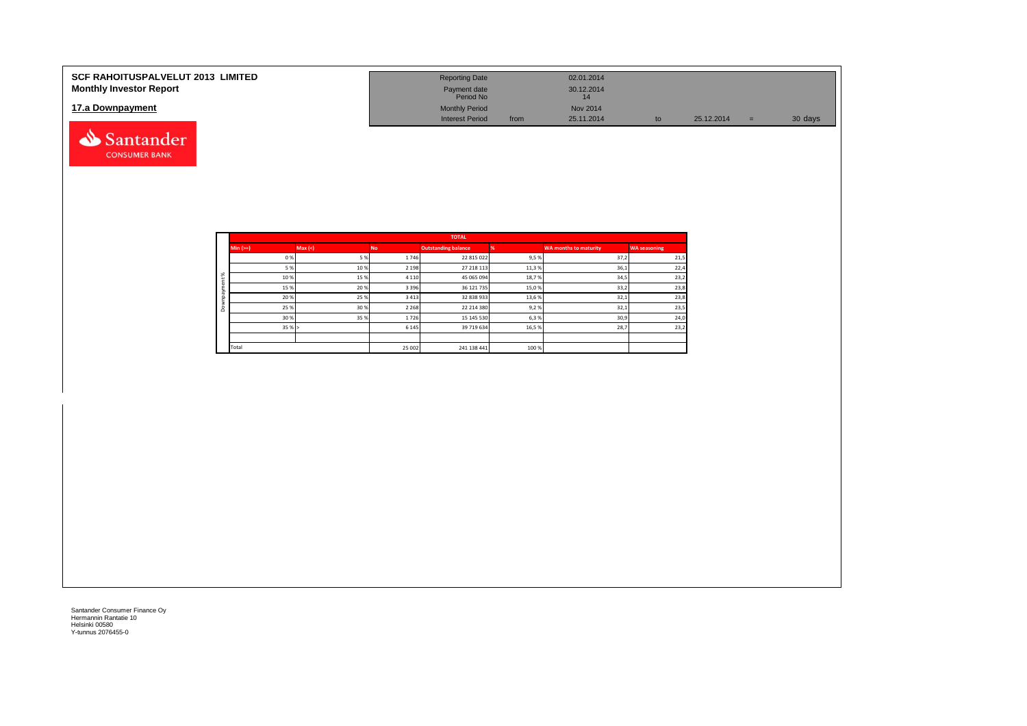**SCF RAHOITUSPALVELUT 2013 LIMITED**
**Monthly Investor Report**

## 17.a Downpayment

| | | | | | | |
|---|---|---|---|---|---|---|
| Reporting Date | | 02.01.2014 | | | | |
| Payment date | | 30.12.2014 | | | | |
| Period No | | 14 | | | | |
| Monthly Period | | Nov 2014 | | | | |
| Interest Period | from | 25.11.2014 | to | 25.12.2014 | = | 30 days |

| | TOTAL | | | | | | |
|---|---|---|---|---|---|---|---|
| | Min (>=) | Max (<) | No | Outstanding balance | % | WA months to maturity | WA seasoning |
| Downpayment % | 0 % | 5 % | 1 746 | 22 815 022 | 9,5 % | 37,2 | 21,5 |
| | 5 % | 10 % | 2 198 | 27 218 113 | 11,3 % | 36,1 | 22,4 |
| | 10 % | 15 % | 4 110 | 45 065 094 | 18,7 % | 34,5 | 23,2 |
| | 15 % | 20 % | 3 396 | 36 121 735 | 15,0 % | 33,2 | 23,8 |
| | 20 % | 25 % | 3 413 | 32 838 933 | 13,6 % | 32,1 | 23,8 |
| | 25 % | 30 % | 2 268 | 22 214 380 | 9,2 % | 32,1 | 23,5 |
| | 30 % | 35 % | 1 726 | 15 145 530 | 6,3 % | 30,9 | 24,0 |
| | 35 % | > | 6 145 | 39 719 634 | 16,5 % | 28,7 | 23,2 |
| | | | | | | | |
| | Total | | 25 002 | 241 138 441 | 100 % | | |

Santander Consumer Finance Oy
Hermannin Rantatie 10
Helsinki 00580
Y-tunnus 2076455-0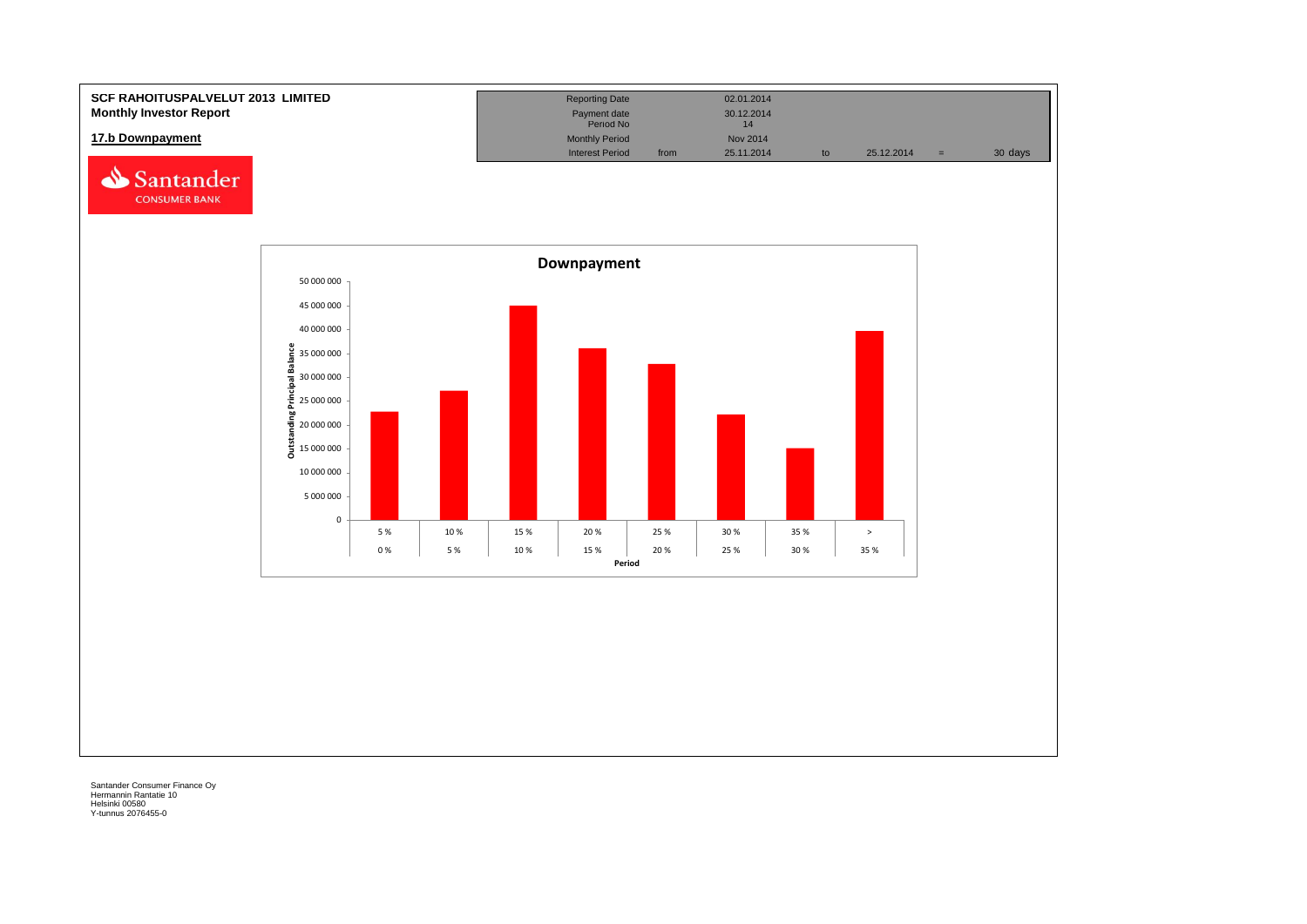**SCF RAHOITUSPALVELUT 2013 LIMITED**
**Monthly Investor Report**

**17.b Downpayment**

| Reporting Date | | 02.01.2014 | | | | |
|---|---|---|---|---|---|---|
| Payment date | | 30.12.2014 | | | | |
| Period No | | 14 | | | | |
| Monthly Period | | Nov 2014 | | | | |
| Interest Period | from | 25.11.2014 | to | 25.12.2014 | = | 30 days |

**Downpayment**

Outstanding Principal Balance

| Period (from) | Period (to) | Outstanding Principal Balance (approx.) |
|---|---|---|
| 0 % | 5 % | 22 800 000 |
| 5 % | 10 % | 27 200 000 |
| 10 % | 15 % | 45 000 000 |
| 15 % | 20 % | 36 100 000 |
| 20 % | 25 % | 32 800 000 |
| 25 % | 30 % | 22 200 000 |
| 30 % | 35 % | 15 200 000 |
| 35 % | > | 39 700 000 |

Santander Consumer Finance Oy
Hermannin Rantatie 10
Helsinki 00580
Y-tunnus 2076455-0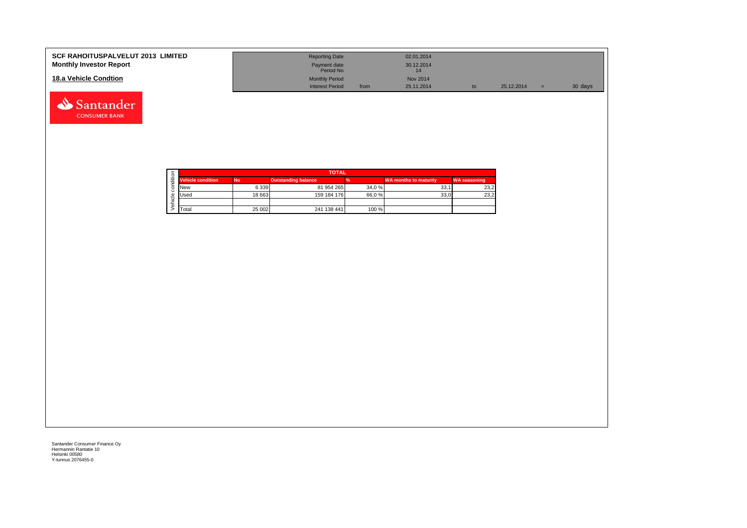**SCF RAHOITUSPALVELUT 2013 LIMITED**
**Monthly Investor Report**

## 18.a Vehicle Condtion

| | | | | | | |
|---|---|---|---|---|---|---|
| Reporting Date | | 02.01.2014 | | | | |
| Payment date | | 30.12.2014 | | | | |
| Period No | | 14 | | | | |
| Monthly Period | | Nov 2014 | | | | |
| Interest Period | from | 25.11.2014 | to | 25.12.2014 | = | 30 days |

| Vehicle condition | TOTAL | | | | |
|---|---|---|---|---|---|
| Vehicle condition | No | Outstanding balance | % | WA months to maturity | WA seasoning |
| New | 6 339 | 81 954 265 | 34,0 % | 33,1 | 23,2 |
| Used | 18 663 | 159 184 176 | 66,0 % | 33,0 | 23,2 |
| | | | | | |
| Total | 25 002 | 241 138 441 | 100 % | | |

Santander Consumer Finance Oy
Hermannin Rantatie 10
Helsinki 00580
Y-tunnus 2076455-0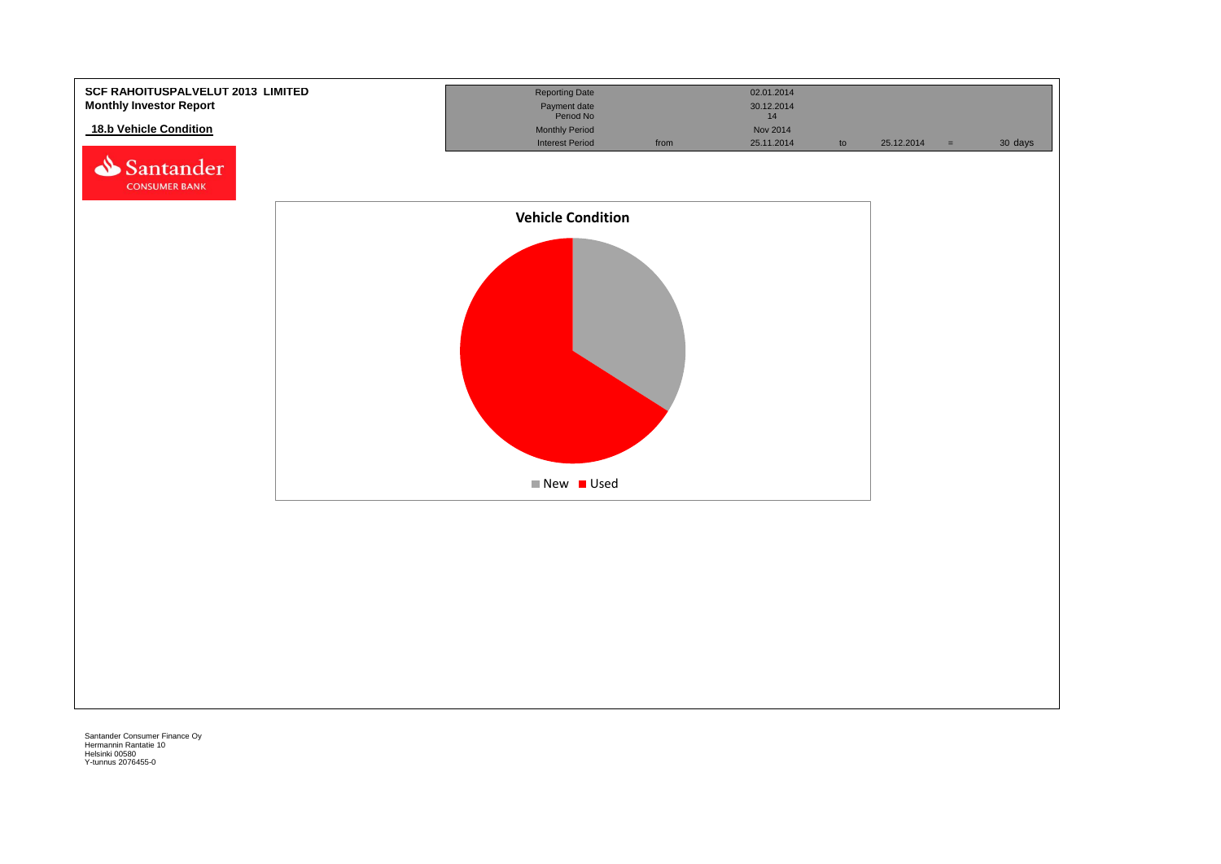**SCF RAHOITUSPALVELUT 2013 LIMITED**
**Monthly Investor Report**

**18.b Vehicle Condition**

| | | | | | | |
|---|---|---|---|---|---|---|
| Reporting Date | | 02.01.2014 | | | | |
| Payment date | | 30.12.2014 | | | | |
| Period No | | 14 | | | | |
| Monthly Period | | Nov 2014 | | | | |
| Interest Period | from | 25.11.2014 | to | 25.12.2014 | = | 30 days |

**Vehicle Condition**

New ■ Used ■

Santander Consumer Finance Oy
Hermannin Rantatie 10
Helsinki 00580
Y-tunnus 2076455-0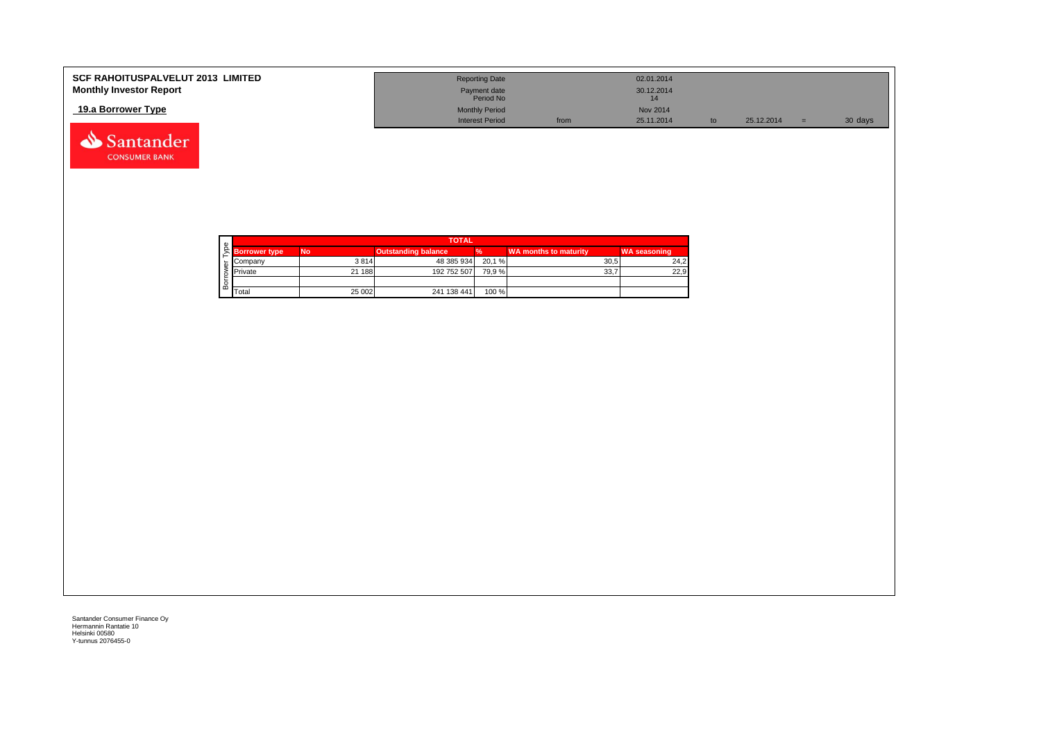# SCF RAHOITUSPALVELUT 2013 LIMITED
## Monthly Investor Report

### 19.a Borrower Type

| | | | | | | |
|---|---|---|---|---|---|---|
| Reporting Date | | 02.01.2014 | | | | |
| Payment date<br>Period No | | 30.12.2014<br>14 | | | | |
| Monthly Period | | Nov 2014 | | | | |
| Interest Period | from | 25.11.2014 | to | 25.12.2014 | = | 30 days |

| Borrower Type | TOTAL | | | | | |
|---|---|---|---|---|---|---|
| | **Borrower type** | **No** | **Outstanding balance** | **%** | **WA months to maturity** | **WA seasoning** |
| | Company | 3 814 | 48 385 934 | 20,1 % | 30,5 | 24,2 |
| | Private | 21 188 | 192 752 507 | 79,9 % | 33,7 | 22,9 |
| | | | | | | |
| | Total | 25 002 | 241 138 441 | 100 % | | |

Santander Consumer Finance Oy
Hermannin Rantatie 10
Helsinki 00580
Y-tunnus 2076455-0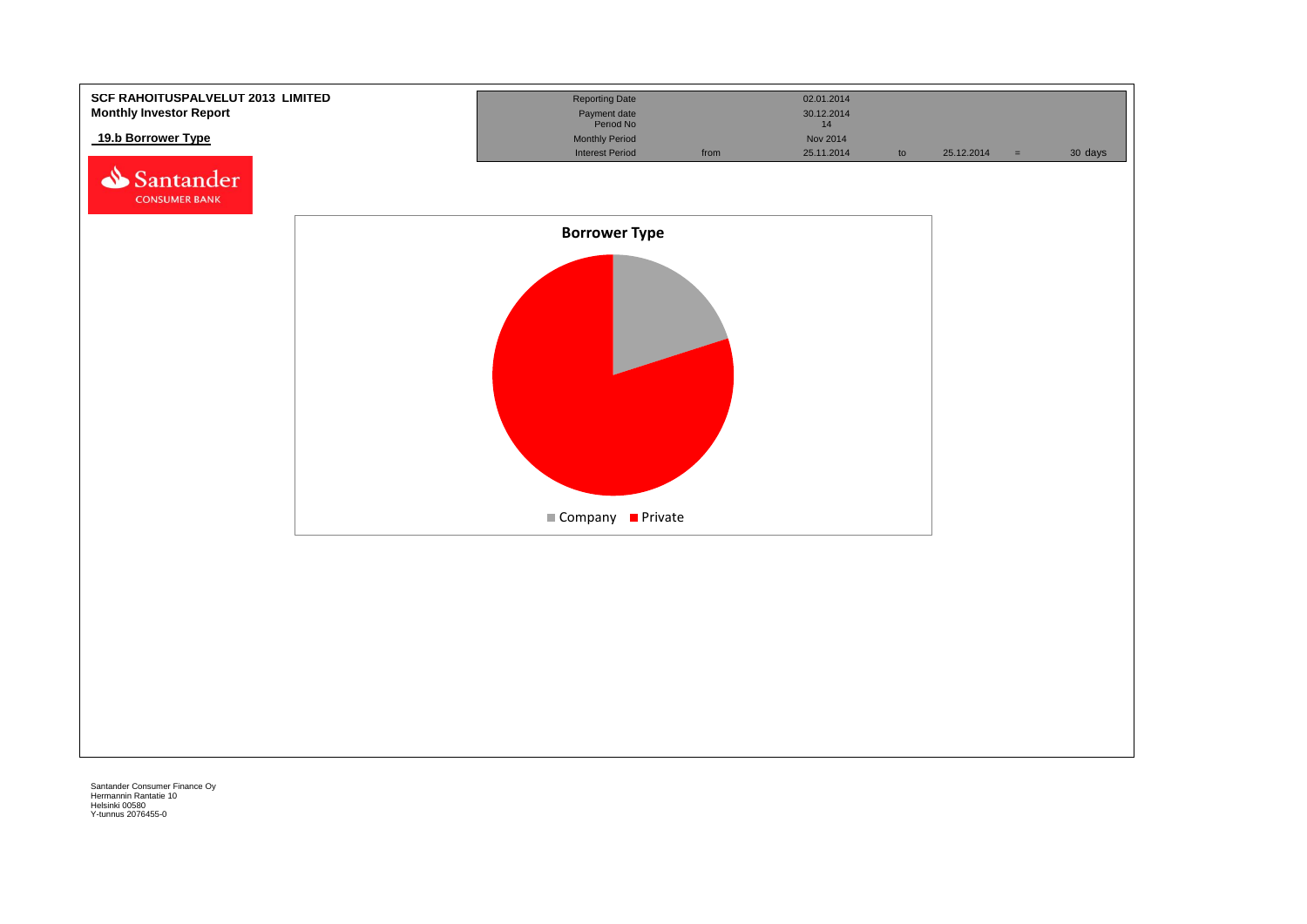**SCF RAHOITUSPALVELUT 2013 LIMITED**
**Monthly Investor Report**

**19.b Borrower Type**

| | | | | | | |
|---|---|---|---|---|---|---|
| Reporting Date | | 02.01.2014 | | | | |
| Payment date | | 30.12.2014 | | | | |
| Period No | | 14 | | | | |
| Monthly Period | | Nov 2014 | | | | |
| Interest Period | from | 25.11.2014 | to | 25.12.2014 | = | 30 days |

**Borrower Type**

Company Private

Santander Consumer Finance Oy
Hermannin Rantatie 10
Helsinki 00580
Y-tunnus 2076455-0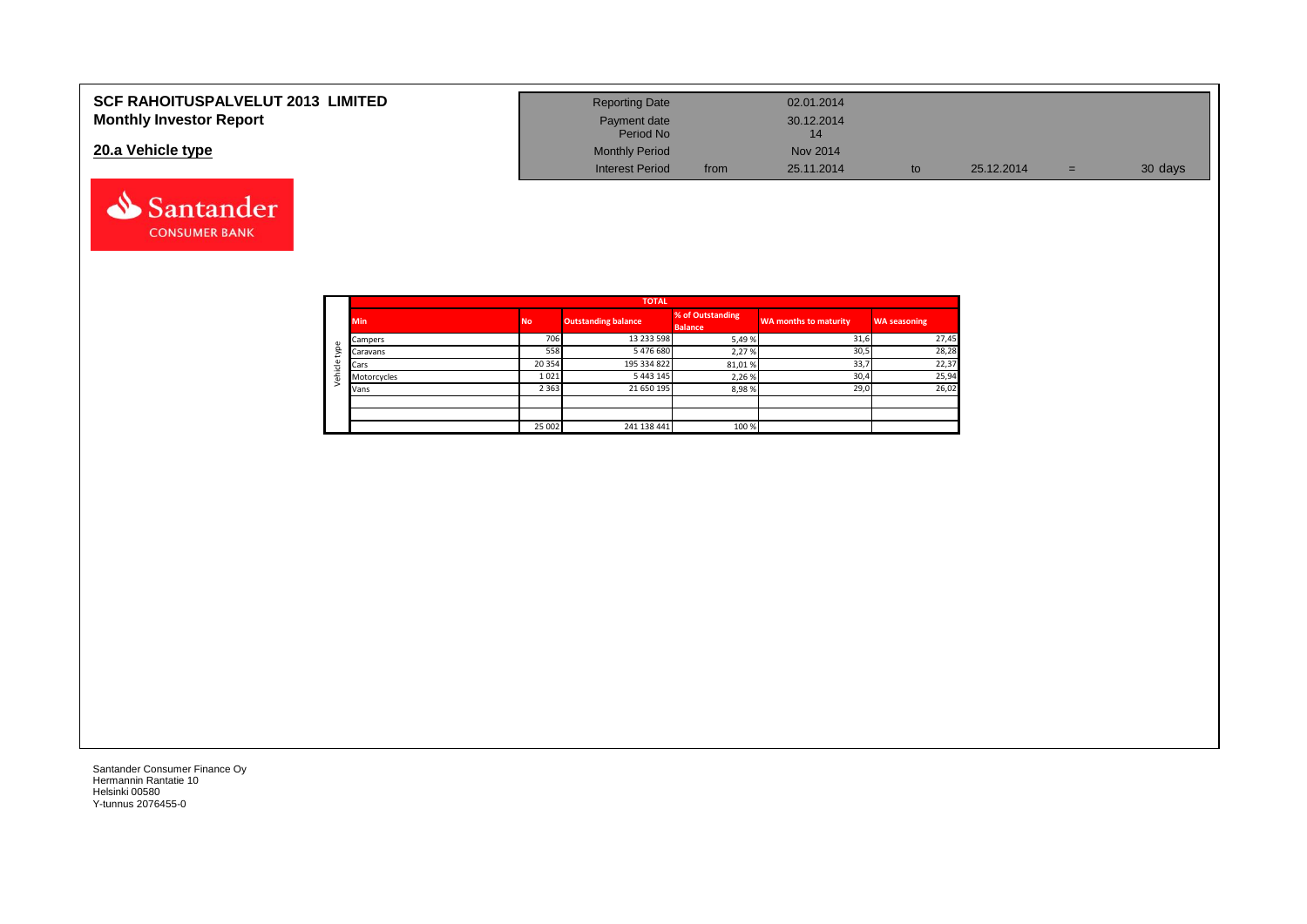# SCF RAHOITUSPALVELUT 2013 LIMITED
## Monthly Investor Report

## 20.a Vehicle type

| Reporting Date | | 02.01.2014 | | | | |
|---|---|---|---|---|---|---|
| Payment date Period No | | 30.12.2014 14 | | | | |
| Monthly Period | | Nov 2014 | | | | |
| Interest Period | from | 25.11.2014 | to | 25.12.2014 | = | 30 days |

| | TOTAL | | | | | |
|---|---|---|---|---|---|---|
| | Min | No | Outstanding balance | % of Outstanding Balance | WA months to maturity | WA seasoning |
| Vehicle type | Campers | 706 | 13 233 598 | 5,49 % | 31,6 | 27,45 |
| | Caravans | 558 | 5 476 680 | 2,27 % | 30,5 | 28,28 |
| | Cars | 20 354 | 195 334 822 | 81,01 % | 33,7 | 22,37 |
| | Motorcycles | 1 021 | 5 443 145 | 2,26 % | 30,4 | 25,94 |
| | Vans | 2 363 | 21 650 195 | 8,98 % | 29,0 | 26,02 |
| | | | | | | |
| | | | | | | |
| | | 25 002 | 241 138 441 | 100 % | | |

Santander Consumer Finance Oy
Hermannin Rantatie 10
Helsinki 00580
Y-tunnus 2076455-0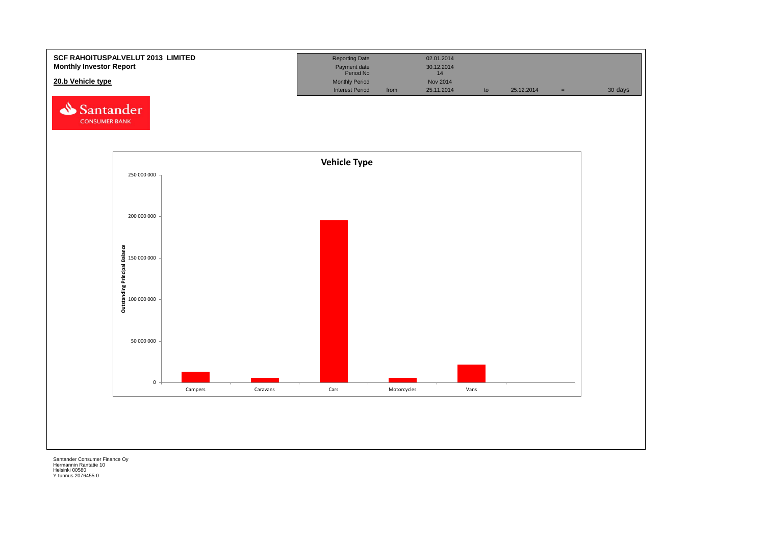**SCF RAHOITUSPALVELUT 2013 LIMITED**
**Monthly Investor Report**

## 20.b Vehicle type

| Reporting Date | | 02.01.2014 | | | | |
|---|---|---|---|---|---|---|
| Payment date | | 30.12.2014 | | | | |
| Period No | | 14 | | | | |
| Monthly Period | | Nov 2014 | | | | |
| Interest Period | from | 25.11.2014 | to | 25.12.2014 | = | 30 days |

Santander CONSUMER BANK

**Vehicle Type**

Outstanding Principal Balance

250 000 000
200 000 000
150 000 000
100 000 000
50 000 000
0

Campers | Caravans | Cars | Motorcycles | Vans

Santander Consumer Finance Oy
Hermannin Rantatie 10
Helsinki 00580
Y-tunnus 2076455-0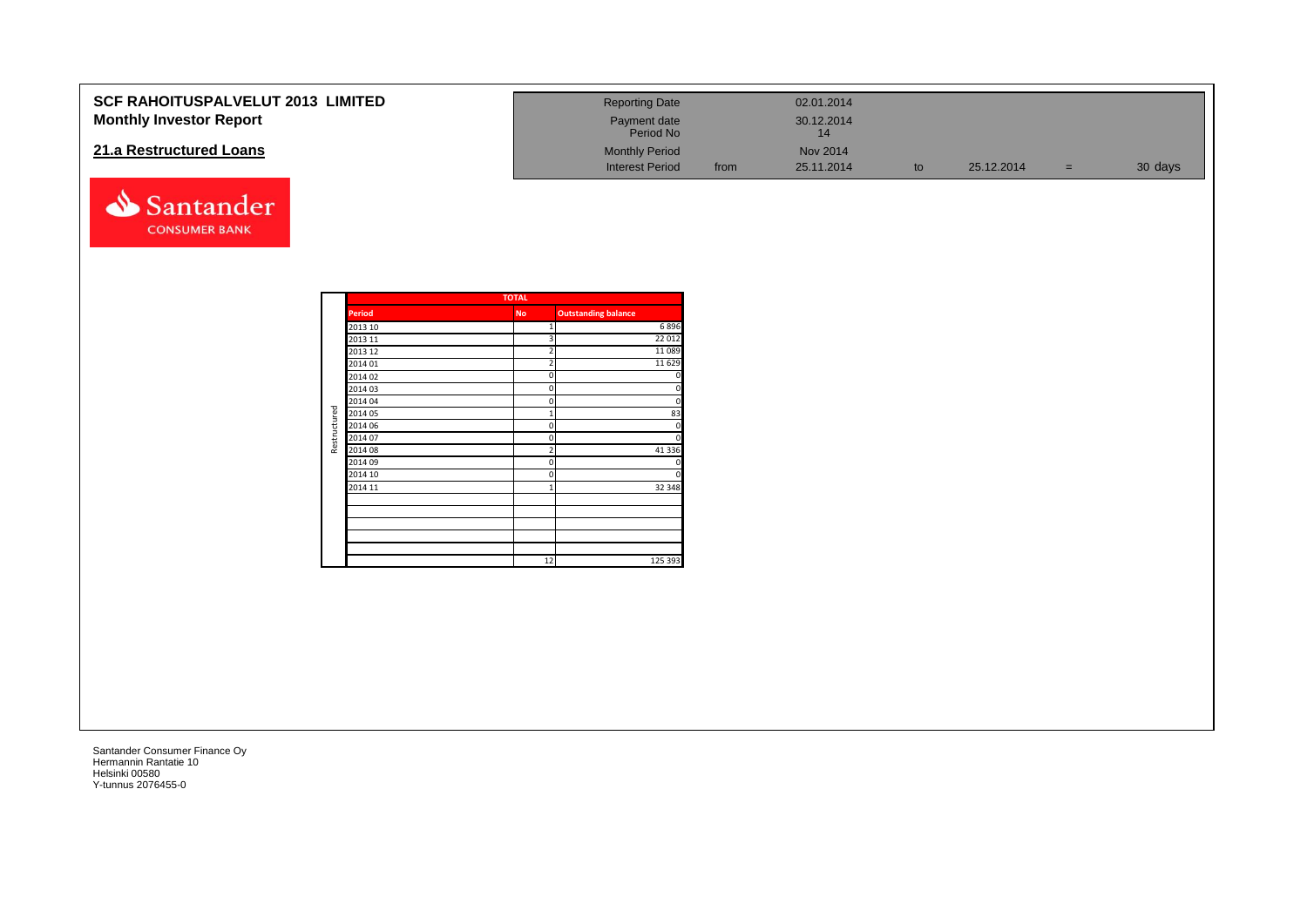**SCF RAHOITUSPALVELUT 2013 LIMITED**
**Monthly Investor Report**

## 21.a Restructured Loans

| Reporting Date | | 02.01.2014 | | | | |
|---|---|---|---|---|---|---|
| Payment date Period No | | 30.12.2014 14 | | | | |
| Monthly Period | | Nov 2014 | | | | |
| Interest Period | from | 25.11.2014 | to | 25.12.2014 | = | 30 days |

| | TOTAL | | |
|---|---|---|---|
| | Period | No | Outstanding balance |
| Restructured | 2013 10 | 1 | 6 896 |
| | 2013 11 | 3 | 22 012 |
| | 2013 12 | 2 | 11 089 |
| | 2014 01 | 2 | 11 629 |
| | 2014 02 | 0 | 0 |
| | 2014 03 | 0 | 0 |
| | 2014 04 | 0 | 0 |
| | 2014 05 | 1 | 83 |
| | 2014 06 | 0 | 0 |
| | 2014 07 | 0 | 0 |
| | 2014 08 | 2 | 41 336 |
| | 2014 09 | 0 | 0 |
| | 2014 10 | 0 | 0 |
| | 2014 11 | 1 | 32 348 |
| | | 12 | 125 393 |

Santander Consumer Finance Oy
Hermannin Rantatie 10
Helsinki 00580
Y-tunnus 2076455-0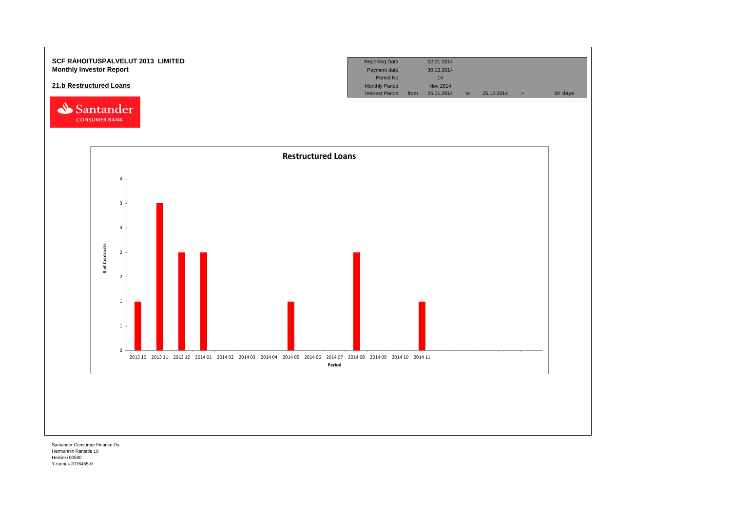**SCF RAHOITUSPALVELUT 2013 LIMITED**
**Monthly Investor Report**

## 21.b Restructured Loans

| Reporting Date | | 02.01.2014 | | | | |
|---|---|---|---|---|---|---|
| Payment date | | 30.12.2014 | | | | |
| Period No | | 14 | | | | |
| Monthly Period | | Nov 2014 | | | | |
| Interest Period | from | 25.11.2014 | to | 25.12.2014 | = | 30 days |

**Restructured Loans**

| Period | # of Contracts |
|---|---|
| 2013 10 | 1 |
| 2013 11 | 3 |
| 2013 12 | 2 |
| 2014 01 | 2 |
| 2014 02 | |
| 2014 03 | |
| 2014 04 | |
| 2014 05 | 1 |
| 2014 06 | |
| 2014 07 | |
| 2014 08 | 2 |
| 2014 09 | |
| 2014 10 | |
| 2014 11 | 1 |

Santander Consumer Finance Oy
Hermannin Rantatie 10
Helsinki 00580
Y-tunnus 2076455-0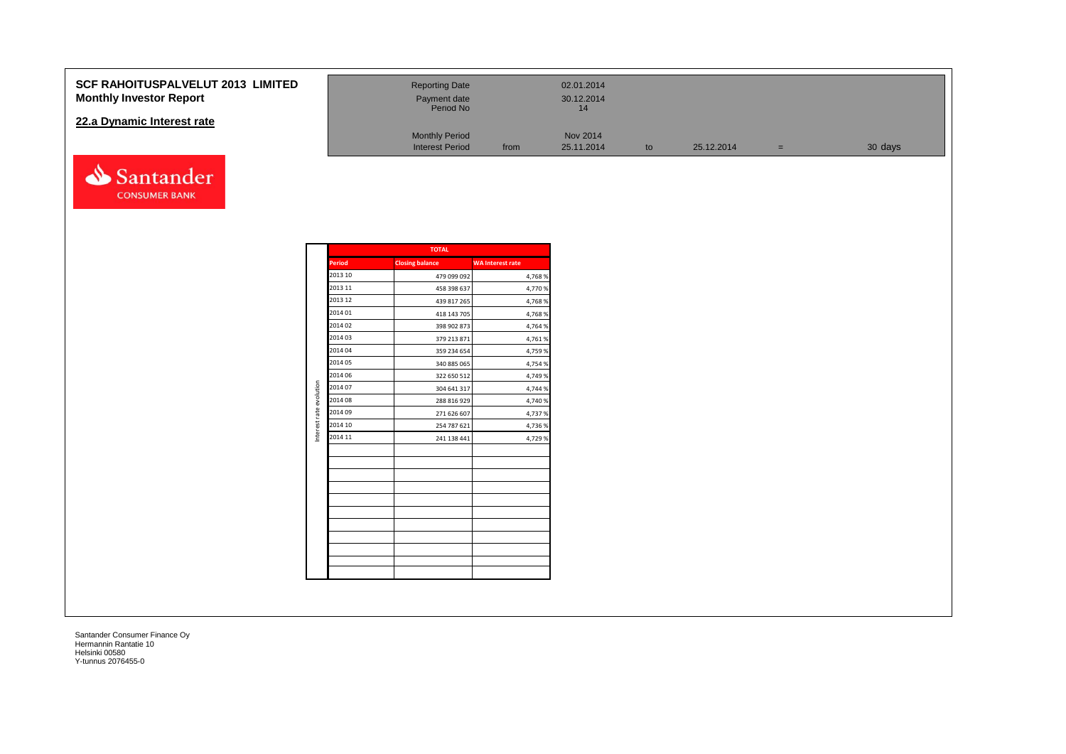**SCF RAHOITUSPALVELUT 2013 LIMITED**
**Monthly Investor Report**

## 22.a Dynamic Interest rate

| | | | | | | |
|---|---|---|---|---|---|---|
| Reporting Date | | 02.01.2014 | | | | |
| Payment date | | 30.12.2014 | | | | |
| Period No | | 14 | | | | |
| Monthly Period | | Nov 2014 | | | | |
| Interest Period | from | 25.11.2014 | to | 25.12.2014 | = | 30 days |

Santander CONSUMER BANK

Interest rate evolution

| Period | TOTAL Closing balance | WA Interest rate |
|---|---|---|
| 2013 10 | 479 099 092 | 4,768 % |
| 2013 11 | 458 398 637 | 4,770 % |
| 2013 12 | 439 817 265 | 4,768 % |
| 2014 01 | 418 143 705 | 4,768 % |
| 2014 02 | 398 902 873 | 4,764 % |
| 2014 03 | 379 213 871 | 4,761 % |
| 2014 04 | 359 234 654 | 4,759 % |
| 2014 05 | 340 885 065 | 4,754 % |
| 2014 06 | 322 650 512 | 4,749 % |
| 2014 07 | 304 641 317 | 4,744 % |
| 2014 08 | 288 816 929 | 4,740 % |
| 2014 09 | 271 626 607 | 4,737 % |
| 2014 10 | 254 787 621 | 4,736 % |
| 2014 11 | 241 138 441 | 4,729 % |

Santander Consumer Finance Oy
Hermannin Rantatie 10
Helsinki 00580
Y-tunnus 2076455-0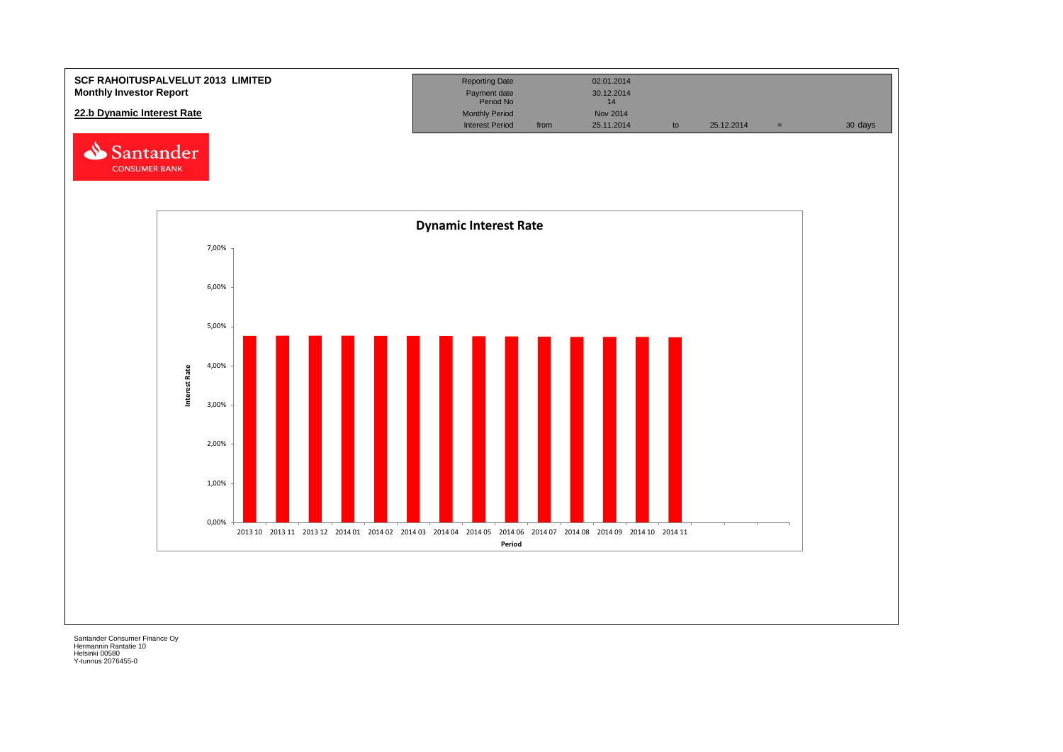**SCF RAHOITUSPALVELUT 2013 LIMITED**
**Monthly Investor Report**

## 22.b Dynamic Interest Rate

| Reporting Date | | 02.01.2014 | | | | |
|---|---|---|---|---|---|---|
| Payment date | | 30.12.2014 | | | | |
| Period No | | 14 | | | | |
| Monthly Period | | Nov 2014 | | | | |
| Interest Period | from | 25.11.2014 | to | 25.12.2014 | = | 30 days |

**Dynamic Interest Rate**

Interest Rate (y-axis: 0,00% – 7,00%)

Period: 2013 10, 2013 11, 2013 12, 2014 01, 2014 02, 2014 03, 2014 04, 2014 05, 2014 06, 2014 07, 2014 08, 2014 09, 2014 10, 2014 11

Santander Consumer Finance Oy
Hermannin Rantatie 10
Helsinki 00580
Y-tunnus 2076455-0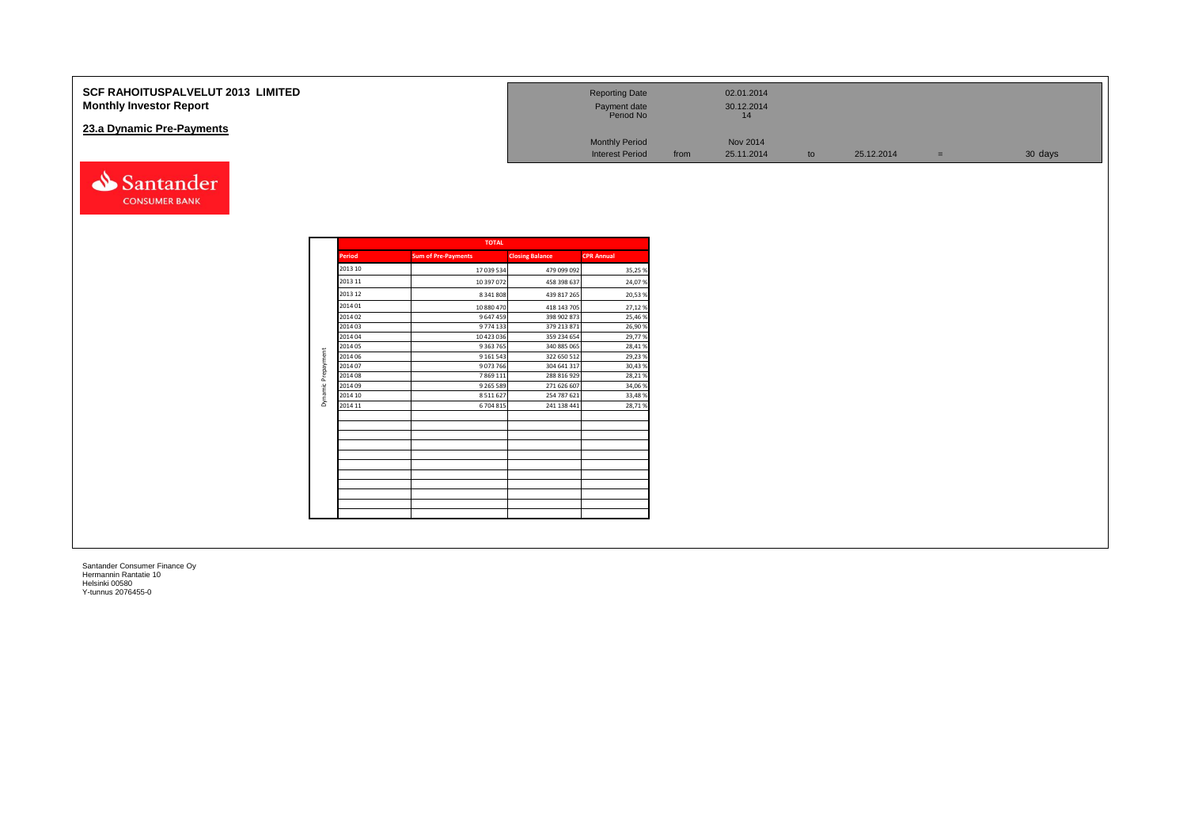# SCF RAHOITUSPALVELUT 2013 LIMITED
## Monthly Investor Report

### 23.a Dynamic Pre-Payments

| | | | | | | | |
|---|---|---|---|---|---|---|---|
| Reporting Date | | 02.01.2014 | | | | | |
| Payment date | | 30.12.2014 | | | | | |
| Period No | | 14 | | | | | |
| Monthly Period | | Nov 2014 | | | | | |
| Interest Period | from | 25.11.2014 | to | 25.12.2014 | = | 30 days | |

| | TOTAL | | | |
|---|---|---|---|---|
| | Period | Sum of Pre-Payments | Closing Balance | CPR Annual |
| Dynamic Prepayment | 2013 10 | 17 039 534 | 479 099 092 | 35,25 % |
| | 2013 11 | 10 397 072 | 458 398 637 | 24,07 % |
| | 2013 12 | 8 341 808 | 439 817 265 | 20,53 % |
| | 2014 01 | 10 880 470 | 418 143 705 | 27,12 % |
| | 2014 02 | 9 647 459 | 398 902 873 | 25,46 % |
| | 2014 03 | 9 774 133 | 379 213 871 | 26,90 % |
| | 2014 04 | 10 423 036 | 359 234 654 | 29,77 % |
| | 2014 05 | 9 363 765 | 340 885 065 | 28,41 % |
| | 2014 06 | 9 161 543 | 322 650 512 | 29,23 % |
| | 2014 07 | 9 073 766 | 304 641 317 | 30,43 % |
| | 2014 08 | 7 869 111 | 288 816 929 | 28,21 % |
| | 2014 09 | 9 265 589 | 271 626 607 | 34,06 % |
| | 2014 10 | 8 511 627 | 254 787 621 | 33,48 % |
| | 2014 11 | 6 704 815 | 241 138 441 | 28,71 % |

Santander Consumer Finance Oy
Hermannin Rantatie 10
Helsinki 00580
Y-tunnus 2076455-0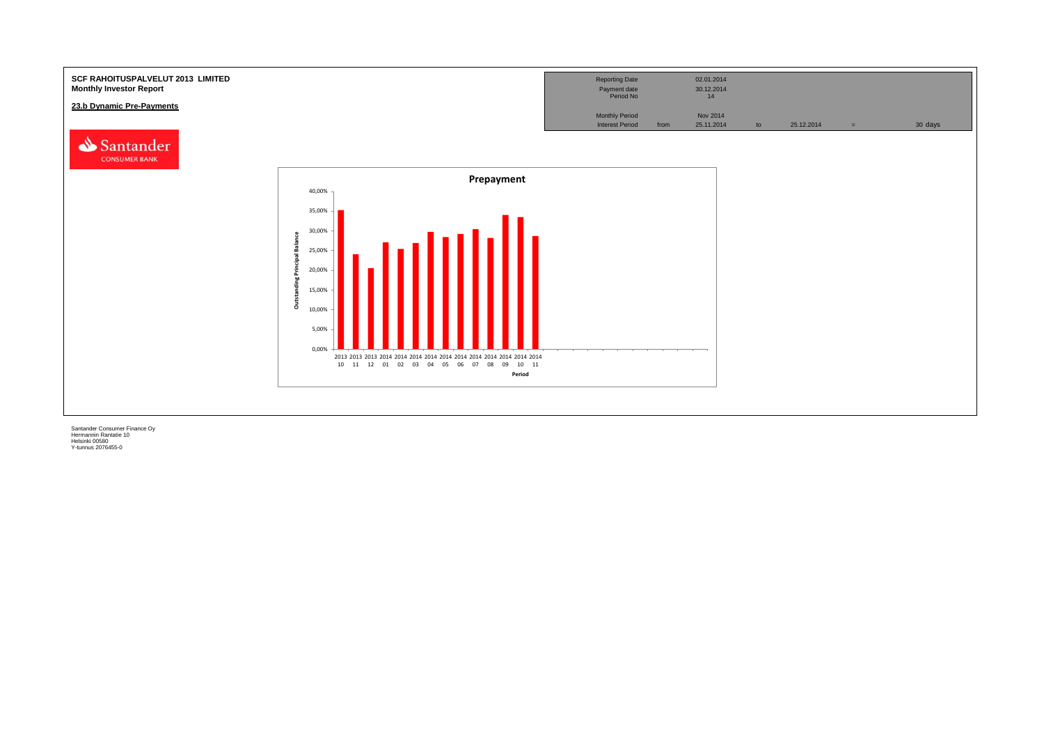**SCF RAHOITUSPALVELUT 2013 LIMITED**
**Monthly Investor Report**

**23.b Dynamic Pre-Payments**

| Reporting Date | | 02.01.2014 | | | | |
|---|---|---|---|---|---|---|
| Payment date | | 30.12.2014 | | | | |
| Period No | | 14 | | | | |
| Monthly Period | | Nov 2014 | | | | |
| Interest Period | from | 25.11.2014 | to | 25.12.2014 | = | 30 days |

**Prepayment**

Outstanding Principal Balance

40,00%
35,00%
30,00%
25,00%
20,00%
15,00%
10,00%
5,00%
0,00%

2013 10, 2013 11, 2013 12, 2014 01, 2014 02, 2014 03, 2014 04, 2014 05, 2014 06, 2014 07, 2014 08, 2014 09, 2014 10, 2014 11

Period

Santander Consumer Finance Oy
Hermannin Rantatie 10
Helsinki 00580
Y-tunnus 2076455-0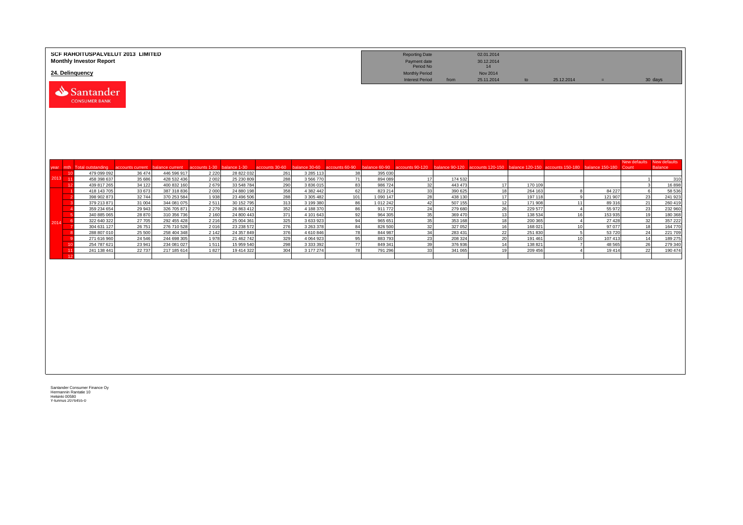**SCF RAHOITUSPALVELUT 2013 LIMITED**
**Monthly Investor Report**

**24. Delinquency**

| | | | | | |
|---|---|---|---|---|---|
| Reporting Date | | 02.01.2014 | | | |
| Payment date | | 30.12.2014 | | | |
| Period No | | 14 | | | |
| Monthly Period | | Nov 2014 | | | |
| Interest Period | from | 25.11.2014 | to | 25.12.2014 | = 30 days |

| year | mth | Total outstanding | accounts current | balance current | accounts 1-30 | balance 1-30 | accounts 30-60 | balance 30-60 | accounts 60-90 | balance 60-90 | accounts 90-120 | balance 90-120 | accounts 120-150 | balance 120-150 | accounts 150-180 | balance 150-180 | New defaults Count | New defaults Balance |
|---|---|---|---|---|---|---|---|---|---|---|---|---|---|---|---|---|---|---|
| 2013 | 10 | 479 099 092 | 36 474 | 446 596 917 | 2 220 | 28 822 032 | 261 | 3 285 113 | 38 | 395 030 | | | | | | | | |
| | 11 | 458 398 637 | 35 686 | 428 532 436 | 2 002 | 25 230 809 | 288 | 3 566 770 | 71 | 894 089 | 17 | 174 532 | | | | | 1 | 310 |
| | 12 | 439 817 265 | 34 122 | 400 832 160 | 2 679 | 33 548 784 | 290 | 3 836 015 | 83 | 986 724 | 32 | 443 473 | 17 | 170 109 | | | 3 | 16 898 |
| 2014 | 1 | 418 143 705 | 33 673 | 387 318 836 | 2 000 | 24 880 198 | 358 | 4 382 442 | 62 | 823 214 | 33 | 390 625 | 18 | 264 163 | 8 | 84 227 | 6 | 58 536 |
| | 2 | 398 902 873 | 32 744 | 370 253 584 | 1 938 | 23 496 506 | 288 | 3 305 482 | 101 | 1 090 147 | 28 | 438 130 | 17 | 197 118 | 9 | 121 907 | 23 | 241 923 |
| | 3 | 379 213 871 | 31 004 | 344 081 075 | 2 511 | 30 152 795 | 313 | 3 199 380 | 86 | 1 012 242 | 42 | 507 155 | 12 | 171 908 | 11 | 89 316 | 21 | 260 419 |
| | 4 | 359 234 654 | 29 943 | 326 705 871 | 2 279 | 26 863 412 | 352 | 4 188 370 | 86 | 911 772 | 24 | 279 680 | 26 | 229 577 | 4 | 55 972 | 23 | 232 960 |
| | 5 | 340 885 065 | 28 870 | 310 356 736 | 2 160 | 24 800 443 | 371 | 4 101 643 | 92 | 964 305 | 35 | 369 470 | 13 | 138 534 | 16 | 153 935 | 19 | 180 368 |
| | 6 | 322 640 322 | 27 705 | 292 455 428 | 2 216 | 25 004 361 | 325 | 3 633 923 | 94 | 965 651 | 35 | 353 168 | 18 | 200 365 | 4 | 27 428 | 32 | 357 222 |
| | 7 | 304 631 127 | 26 751 | 276 710 528 | 2 016 | 23 238 572 | 276 | 3 263 378 | 84 | 826 500 | 32 | 327 052 | 16 | 168 021 | 10 | 97 077 | 18 | 164 770 |
| | 8 | 288 807 010 | 25 500 | 258 404 348 | 2 142 | 24 357 849 | 376 | 4 610 846 | 78 | 844 987 | 34 | 283 431 | 22 | 251 830 | 5 | 53 720 | 24 | 221 709 |
| | 9 | 271 616 960 | 24 546 | 244 698 305 | 1 978 | 21 462 742 | 329 | 4 064 923 | 95 | 883 793 | 23 | 208 324 | 20 | 191 461 | 10 | 107 413 | 14 | 189 275 |
| | 10 | 254 787 621 | 23 941 | 234 081 027 | 1 511 | 15 959 540 | 298 | 3 333 392 | 77 | 849 341 | 39 | 376 936 | 14 | 138 821 | 7 | 48 565 | 26 | 279 340 |
| | 11 | 241 138 441 | 22 737 | 217 185 614 | 1 827 | 19 414 322 | 304 | 3 177 274 | 78 | 791 296 | 33 | 341 065 | 19 | 209 456 | 4 | 19 414 | 22 | 190 474 |
| | 12 | | | | | | | | | | | | | | | | | |

Santander Consumer Finance Oy
Hermannin Rantatie 10
Helsinki 00580
Y-tunnus 2076455-0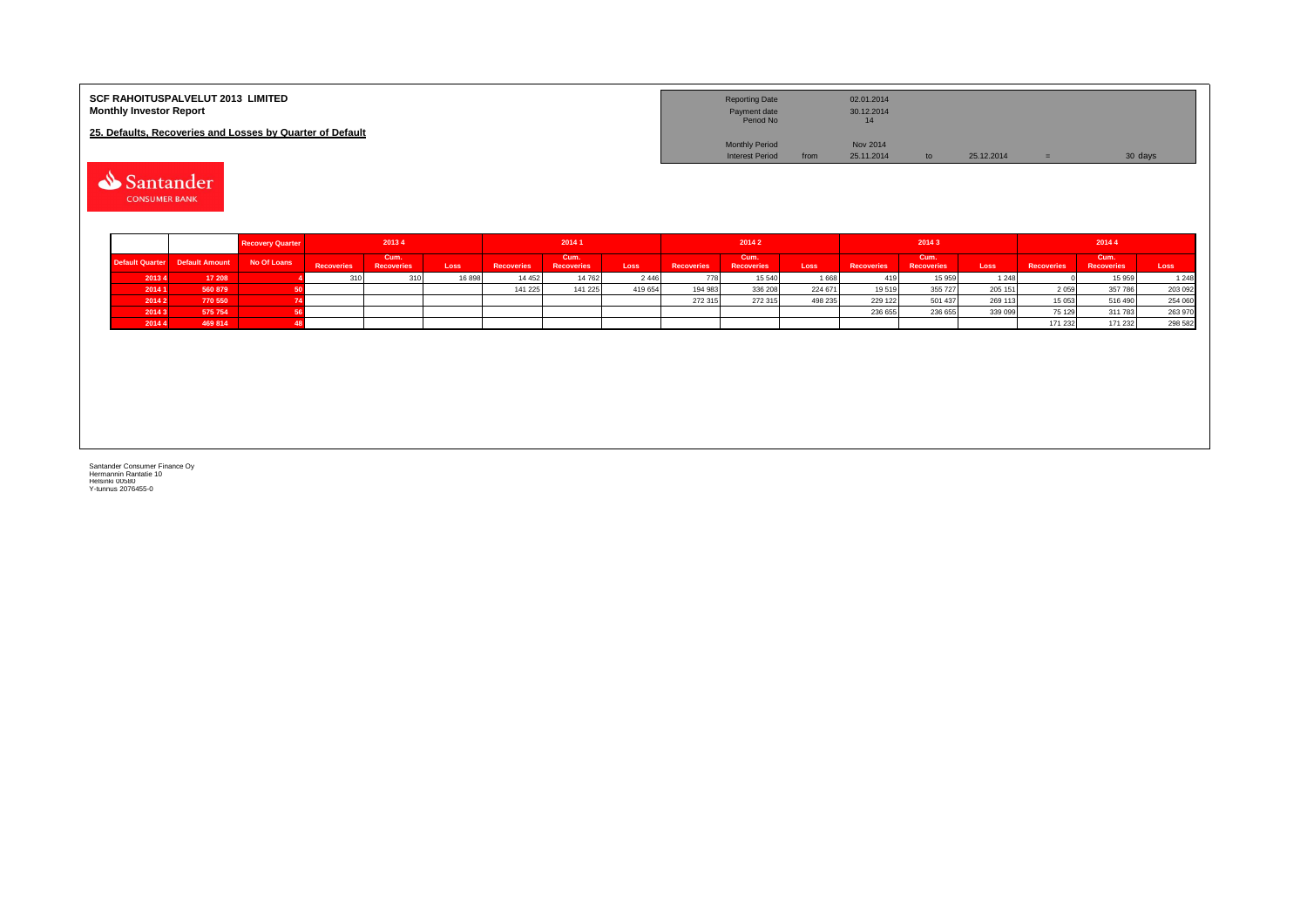**SCF RAHOITUSPALVELUT 2013 LIMITED**
**Monthly Investor Report**

**25. Defaults, Recoveries and Losses by Quarter of Default**

| | | | | | |
|---|---|---|---|---|---|
| Reporting Date | | 02.01.2014 | | | |
| Payment date | | 30.12.2014 | | | |
| Period No | | 14 | | | |
| Monthly Period | | Nov 2014 | | | |
| Interest Period | from | 25.11.2014 | to | 25.12.2014 | = 30 days |

| | | Recovery Quarter | 2013 4 | | | 2014 1 | | | 2014 2 | | | 2014 3 | | | 2014 4 | | |
|---|---|---|---|---|---|---|---|---|---|---|---|---|---|---|---|---|---|
| Default Quarter | Default Amount | No Of Loans | Recoveries | Cum. Recoveries | Loss | Recoveries | Cum. Recoveries | Loss | Recoveries | Cum. Recoveries | Loss | Recoveries | Cum. Recoveries | Loss | Recoveries | Cum. Recoveries | Loss |
| 2013 4 | 17 208 | 4 | 310 | 310 | 16 898 | 14 452 | 14 762 | 2 446 | 778 | 15 540 | 1 668 | 419 | 15 959 | 1 248 | 0 | 15 959 | 1 248 |
| 2014 1 | 560 879 | 50 | | | | 141 225 | 141 225 | 419 654 | 194 983 | 336 208 | 224 671 | 19 519 | 355 727 | 205 151 | 2 059 | 357 786 | 203 092 |
| 2014 2 | 770 550 | 74 | | | | | | | 272 315 | 272 315 | 498 235 | 229 122 | 501 437 | 269 113 | 15 053 | 516 490 | 254 060 |
| 2014 3 | 575 754 | 56 | | | | | | | | | | 236 655 | 236 655 | 339 099 | 75 129 | 311 783 | 263 970 |
| 2014 4 | 469 814 | 48 | | | | | | | | | | | | | 171 232 | 171 232 | 298 582 |

Santander Consumer Finance Oy
Hermannin Rantatie 10
Helsinki 00580
Y-tunnus 2076455-0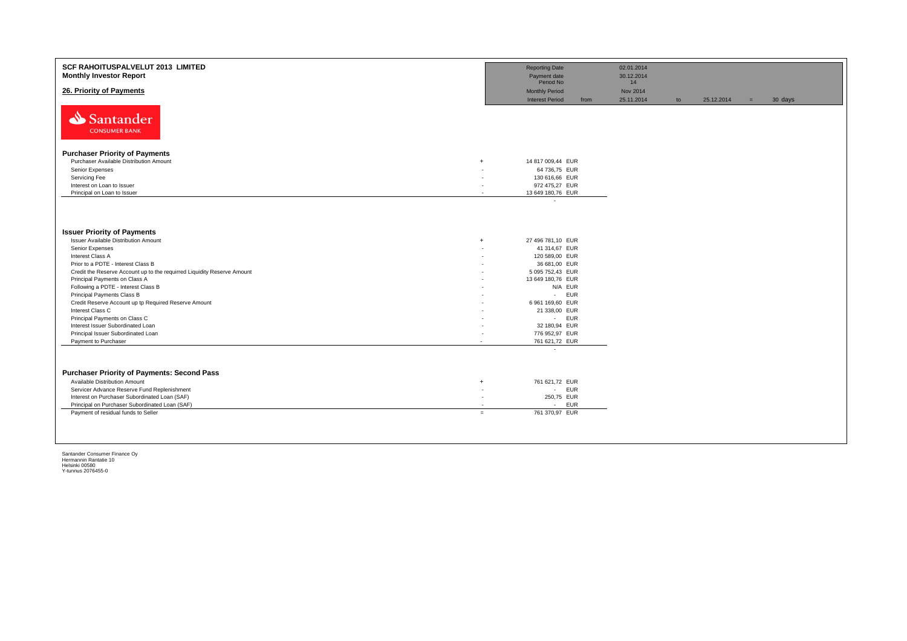**SCF RAHOITUSPALVELUT 2013 LIMITED**
**Monthly Investor Report**

## 26. Priority of Payments

| | | | | | | | |
|---|---|---|---|---|---|---|---|
| Reporting Date | | 02.01.2014 | | | | | |
| Payment date | | 30.12.2014 | | | | | |
| Period No | | 14 | | | | | |
| Monthly Period | | Nov 2014 | | | | | |
| Interest Period | from | 25.11.2014 | to | 25.12.2014 | = | 30 days | |

Santander CONSUMER BANK

### Purchaser Priority of Payments

| | | | |
|---|---|---|---|
| Purchaser Available Distribution Amount | + | 14 817 009,44 | EUR |
| Senior Expenses | - | 64 736,75 | EUR |
| Servicing Fee | - | 130 616,66 | EUR |
| Interest on Loan to Issuer | - | 972 475,27 | EUR |
| Principal on Loan to Issuer | - | 13 649 180,76 | EUR |
| | | - | |

### Issuer Priority of Payments

| | | | |
|---|---|---|---|
| Issuer Available Distribution Amount | + | 27 496 781,10 | EUR |
| Senior Expenses | - | 41 314,67 | EUR |
| Interest Class A | - | 120 589,00 | EUR |
| Prior to a PDTE - Interest Class B | - | 36 681,00 | EUR |
| Credit the Reserve Account up to the requirred Liquidity Reserve Amount | - | 5 095 752,43 | EUR |
| Principal Payments on Class A | - | 13 649 180,76 | EUR |
| Following a PDTE - Interest Class B | - | N/A | EUR |
| Principal Payments Class B | - | - | EUR |
| Credit Reserve Account up tp Required Reserve Amount | - | 6 961 169,60 | EUR |
| Interest Class C | - | 21 338,00 | EUR |
| Principal Payments on Class C | - | - | EUR |
| Interest Issuer Subordinated Loan | - | 32 180,94 | EUR |
| Principal Issuer Subordinated Loan | - | 776 952,97 | EUR |
| Payment to Purchaser | - | 761 621,72 | EUR |
| | | - | |

### Purchaser Priority of Payments: Second Pass

| | | | |
|---|---|---|---|
| Available Distribution Amount | + | 761 621,72 | EUR |
| Servicer Advance Reserve Fund Replenishment | - | - | EUR |
| Interest on Purchaser Subordinated Loan (SAF) | - | 250,75 | EUR |
| Principal on Purchaser Subordinated Loan (SAF) | - | - | EUR |
| Payment of residual funds to Seller | = | 761 370,97 | EUR |

Santander Consumer Finance Oy
Hermannin Rantatie 10
Helsinki 00580
Y-tunnus 2076455-0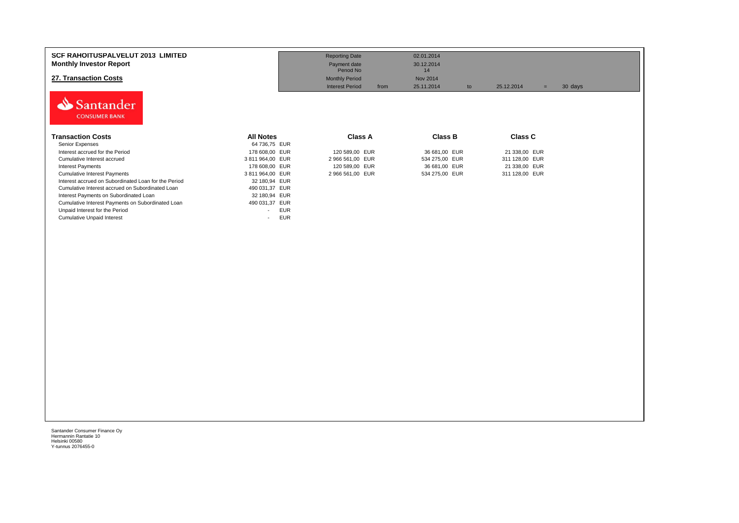**SCF RAHOITUSPALVELUT 2013 LIMITED**
**Monthly Investor Report**

## 27. Transaction Costs

| | | | | | | | |
|---|---|---|---|---|---|---|---|
| Reporting Date | | 02.01.2014 | | | | | |
| Payment date | | 30.12.2014 | | | | | |
| Period No | | 14 | | | | | |
| Monthly Period | | Nov 2014 | | | | | |
| Interest Period | from | 25.11.2014 | to | 25.12.2014 | = | 30 days | |

| Transaction Costs | All Notes | Class A | Class B | Class C |
|---|---|---|---|---|
| Senior Expenses | 64 736,75 EUR | | | |
| Interest accrued for the Period | 178 608,00 EUR | 120 589,00 EUR | 36 681,00 EUR | 21 338,00 EUR |
| Cumulative Interest accrued | 3 811 964,00 EUR | 2 966 561,00 EUR | 534 275,00 EUR | 311 128,00 EUR |
| Interest Payments | 178 608,00 EUR | 120 589,00 EUR | 36 681,00 EUR | 21 338,00 EUR |
| Cumulative Interest Payments | 3 811 964,00 EUR | 2 966 561,00 EUR | 534 275,00 EUR | 311 128,00 EUR |
| Interest accrued on Subordinated Loan for the Period | 32 180,94 EUR | | | |
| Cumulative Interest accrued on Subordinated Loan | 490 031,37 EUR | | | |
| Interest Payments on Subordinated Loan | 32 180,94 EUR | | | |
| Cumulative Interest Payments on Subordinated Loan | 490 031,37 EUR | | | |
| Unpaid Interest for the Period | - EUR | | | |
| Cumulative Unpaid Interest | - EUR | | | |

Santander Consumer Finance Oy
Hermannin Rantatie 10
Helsinki 00580
Y-tunnus 2076455-0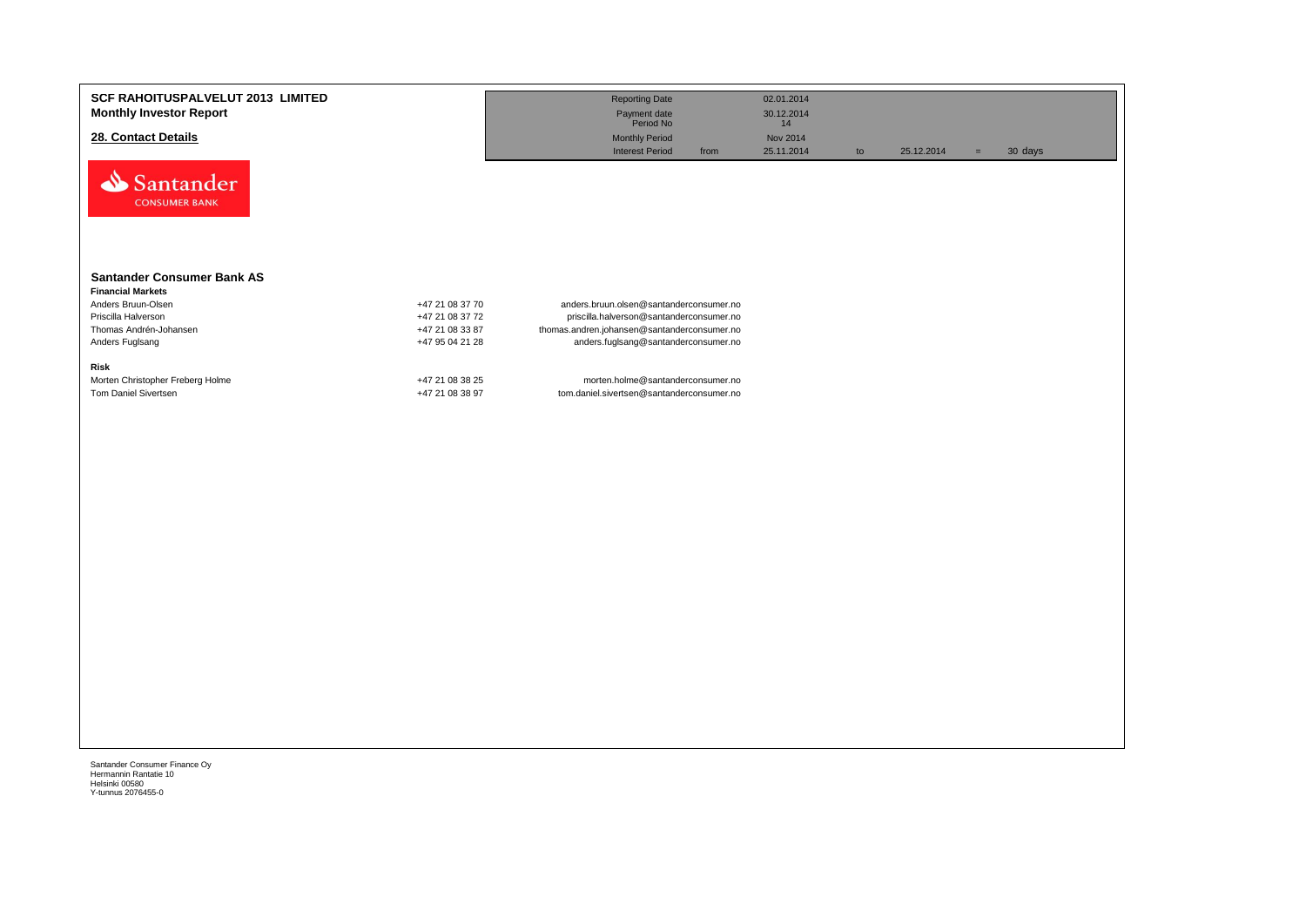**SCF RAHOITUSPALVELUT 2013 LIMITED**
**Monthly Investor Report**

## 28. Contact Details

| | | | | | | | |
|---|---|---|---|---|---|---|---|
| Reporting Date | | 02.01.2014 | | | | | |
| Payment date | | 30.12.2014 | | | | | |
| Period No | | 14 | | | | | |
| Monthly Period | | Nov 2014 | | | | | |
| Interest Period | from | 25.11.2014 | to | 25.12.2014 | = | 30 | days |

Santander
CONSUMER BANK

### Santander Consumer Bank AS

**Financial Markets**

| | | |
|---|---|---|
| Anders Bruun-Olsen | +47 21 08 37 70 | anders.bruun.olsen@santanderconsumer.no |
| Priscilla Halverson | +47 21 08 37 72 | priscilla.halverson@santanderconsumer.no |
| Thomas Andrén-Johansen | +47 21 08 33 87 | thomas.andren.johansen@santanderconsumer.no |
| Anders Fuglsang | +47 95 04 21 28 | anders.fuglsang@santanderconsumer.no |

**Risk**

| | | |
|---|---|---|
| Morten Christopher Freberg Holme | +47 21 08 38 25 | morten.holme@santanderconsumer.no |
| Tom Daniel Sivertsen | +47 21 08 38 97 | tom.daniel.sivertsen@santanderconsumer.no |

Santander Consumer Finance Oy
Hermannin Rantatie 10
Helsinki 00580
Y-tunnus 2076455-0